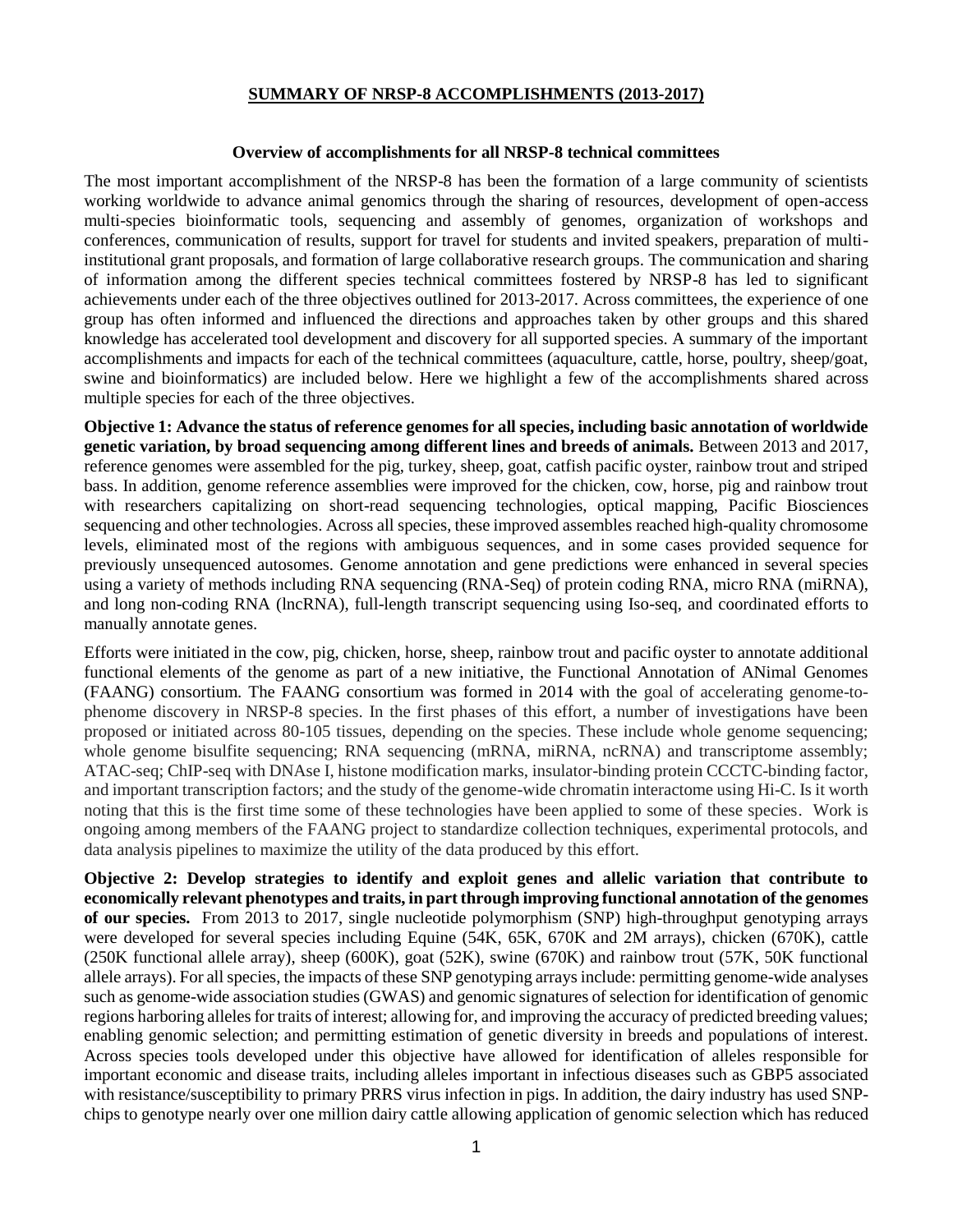# SUMMARY OF NRSP-8 ACCOMPLISHMENTS (2013-2017)

## Overview of accomplishments for all NRSP-8 technical committees

The most important accomplishment of the NRSP-8 has been the formation of a large community of scientists working worldwide to advance animal genomics through the sharing of resources, development of open-access multi-species bioinformatic tools, sequencing and assembly of genomes, organization of workshops and conferences, communication of results, support for travel for students and invited speakers, preparation of multi-institutional grant proposals, and formation of large collaborative research groups. The communication and sharing of information among the different species technical committees fostered by NRSP-8 has led to significant achievements under each of the three objectives outlined for 2013-2017. Across committees, the experience of one group has often informed and influenced the directions and approaches taken by other groups and this shared knowledge has accelerated tool development and discovery for all supported species. A summary of the important accomplishments and impacts for each of the technical committees (aquaculture, cattle, horse, poultry, sheep/goat, swine and bioinformatics) are included below. Here we highlight a few of the accomplishments shared across multiple species for each of the three objectives.

**Objective 1: Advance the status of reference genomes for all species, including basic annotation of worldwide genetic variation, by broad sequencing among different lines and breeds of animals.** Between 2013 and 2017, reference genomes were assembled for the pig, turkey, sheep, goat, catfish pacific oyster, rainbow trout and striped bass. In addition, genome reference assemblies were improved for the chicken, cow, horse, pig and rainbow trout with researchers capitalizing on short-read sequencing technologies, optical mapping, Pacific Biosciences sequencing and other technologies. Across all species, these improved assembles reached high-quality chromosome levels, eliminated most of the regions with ambiguous sequences, and in some cases provided sequence for previously unsequenced autosomes. Genome annotation and gene predictions were enhanced in several species using a variety of methods including RNA sequencing (RNA-Seq) of protein coding RNA, micro RNA (miRNA), and long non-coding RNA (lncRNA), full-length transcript sequencing using Iso-seq, and coordinated efforts to manually annotate genes.

Efforts were initiated in the cow, pig, chicken, horse, sheep, rainbow trout and pacific oyster to annotate additional functional elements of the genome as part of a new initiative, the Functional Annotation of ANimal Genomes (FAANG) consortium. The FAANG consortium was formed in 2014 with the goal of accelerating genome-to-phenome discovery in NRSP-8 species. In the first phases of this effort, a number of investigations have been proposed or initiated across 80-105 tissues, depending on the species. These include whole genome sequencing; whole genome bisulfite sequencing; RNA sequencing (mRNA, miRNA, ncRNA) and transcriptome assembly; ATAC-seq; ChIP-seq with DNAse I, histone modification marks, insulator-binding protein CCCTC-binding factor, and important transcription factors; and the study of the genome-wide chromatin interactome using Hi-C. Is it worth noting that this is the first time some of these technologies have been applied to some of these species. Work is ongoing among members of the FAANG project to standardize collection techniques, experimental protocols, and data analysis pipelines to maximize the utility of the data produced by this effort.

**Objective 2: Develop strategies to identify and exploit genes and allelic variation that contribute to economically relevant phenotypes and traits, in part through improving functional annotation of the genomes of our species.** From 2013 to 2017, single nucleotide polymorphism (SNP) high-throughput genotyping arrays were developed for several species including Equine (54K, 65K, 670K and 2M arrays), chicken (670K), cattle (250K functional allele array), sheep (600K), goat (52K), swine (670K) and rainbow trout (57K, 50K functional allele arrays). For all species, the impacts of these SNP genotyping arrays include: permitting genome-wide analyses such as genome-wide association studies (GWAS) and genomic signatures of selection for identification of genomic regions harboring alleles for traits of interest; allowing for, and improving the accuracy of predicted breeding values; enabling genomic selection; and permitting estimation of genetic diversity in breeds and populations of interest. Across species tools developed under this objective have allowed for identification of alleles responsible for important economic and disease traits, including alleles important in infectious diseases such as GBP5 associated with resistance/susceptibility to primary PRRS virus infection in pigs. In addition, the dairy industry has used SNP-chips to genotype nearly over one million dairy cattle allowing application of genomic selection which has reduced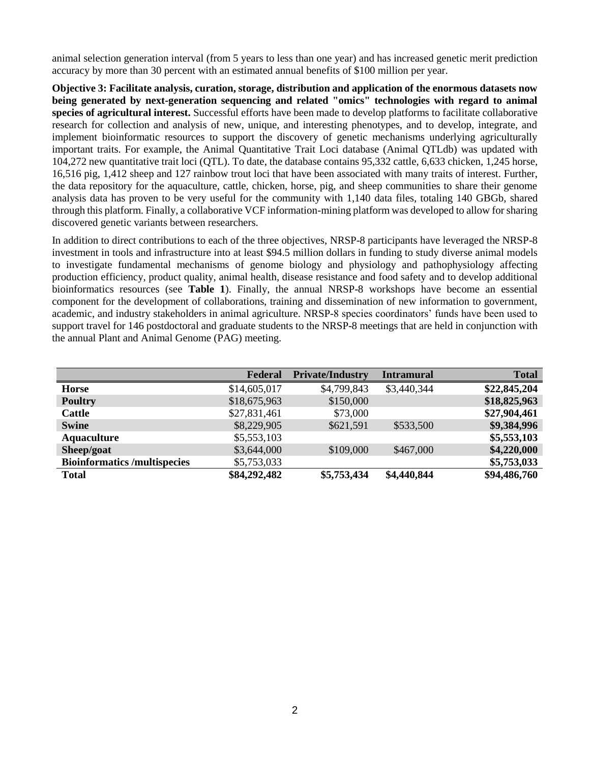animal selection generation interval (from 5 years to less than one year) and has increased genetic merit prediction accuracy by more than 30 percent with an estimated annual benefits of $100 million per year.

**Objective 3: Facilitate analysis, curation, storage, distribution and application of the enormous datasets now being generated by next-generation sequencing and related "omics" technologies with regard to animal species of agricultural interest.** Successful efforts have been made to develop platforms to facilitate collaborative research for collection and analysis of new, unique, and interesting phenotypes, and to develop, integrate, and implement bioinformatic resources to support the discovery of genetic mechanisms underlying agriculturally important traits. For example, the Animal Quantitative Trait Loci database (Animal QTLdb) was updated with 104,272 new quantitative trait loci (QTL). To date, the database contains 95,332 cattle, 6,633 chicken, 1,245 horse, 16,516 pig, 1,412 sheep and 127 rainbow trout loci that have been associated with many traits of interest. Further, the data repository for the aquaculture, cattle, chicken, horse, pig, and sheep communities to share their genome analysis data has proven to be very useful for the community with 1,140 data files, totaling 140 GBGb, shared through this platform. Finally, a collaborative VCF information-mining platform was developed to allow for sharing discovered genetic variants between researchers.

In addition to direct contributions to each of the three objectives, NRSP-8 participants have leveraged the NRSP-8 investment in tools and infrastructure into at least $94.5 million dollars in funding to study diverse animal models to investigate fundamental mechanisms of genome biology and physiology and pathophysiology affecting production efficiency, product quality, animal health, disease resistance and food safety and to develop additional bioinformatics resources (see **Table 1**). Finally, the annual NRSP-8 workshops have become an essential component for the development of collaborations, training and dissemination of new information to government, academic, and industry stakeholders in animal agriculture. NRSP-8 species coordinators' funds have been used to support travel for 146 postdoctoral and graduate students to the NRSP-8 meetings that are held in conjunction with the annual Plant and Animal Genome (PAG) meeting.

| | **Federal** | **Private/Industry** | **Intramural** | **Total** |
|---|---|---|---|---|
| **Horse** | $14,605,017 | $4,799,843 | $3,440,344 | **$22,845,204** |
| **Poultry** | $18,675,963 | $150,000 | | **$18,825,963** |
| **Cattle** | $27,831,461 | $73,000 | | **$27,904,461** |
| **Swine** | $8,229,905 | $621,591 | $533,500 | **$9,384,996** |
| **Aquaculture** | $5,553,103 | | | **$5,553,103** |
| **Sheep/goat** | $3,644,000 | $109,000 | $467,000 | **$4,220,000** |
| **Bioinformatics /multispecies** | $5,753,033 | | | **$5,753,033** |
| **Total** | **$84,292,482** | **$5,753,434** | **$4,440,844** | **$94,486,760** |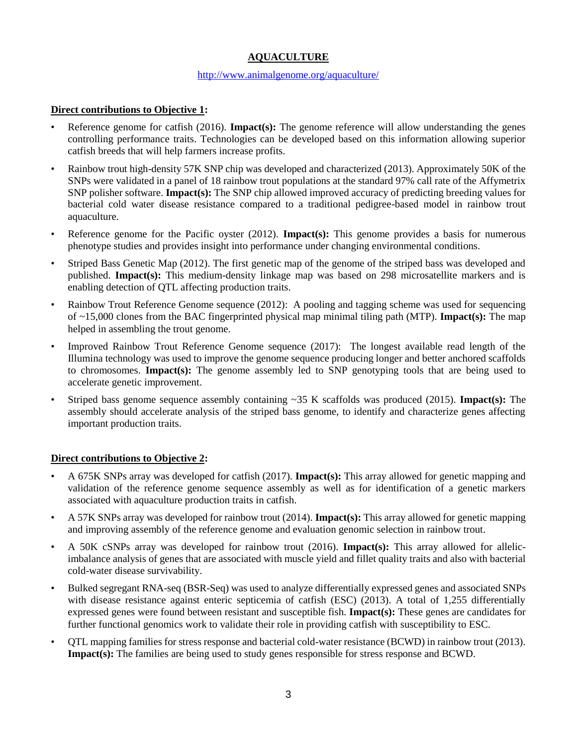# AQUACULTURE

http://www.animalgenome.org/aquaculture/

**Direct contributions to Objective 1:**

- Reference genome for catfish (2016). **Impact(s):** The genome reference will allow understanding the genes controlling performance traits. Technologies can be developed based on this information allowing superior catfish breeds that will help farmers increase profits.
- Rainbow trout high-density 57K SNP chip was developed and characterized (2013). Approximately 50K of the SNPs were validated in a panel of 18 rainbow trout populations at the standard 97% call rate of the Affymetrix SNP polisher software. **Impact(s):** The SNP chip allowed improved accuracy of predicting breeding values for bacterial cold water disease resistance compared to a traditional pedigree-based model in rainbow trout aquaculture.
- Reference genome for the Pacific oyster (2012). **Impact(s):** This genome provides a basis for numerous phenotype studies and provides insight into performance under changing environmental conditions.
- Striped Bass Genetic Map (2012). The first genetic map of the genome of the striped bass was developed and published. **Impact(s):** This medium-density linkage map was based on 298 microsatellite markers and is enabling detection of QTL affecting production traits.
- Rainbow Trout Reference Genome sequence (2012): A pooling and tagging scheme was used for sequencing of ~15,000 clones from the BAC fingerprinted physical map minimal tiling path (MTP). **Impact(s):** The map helped in assembling the trout genome.
- Improved Rainbow Trout Reference Genome sequence (2017): The longest available read length of the Illumina technology was used to improve the genome sequence producing longer and better anchored scaffolds to chromosomes. **Impact(s):** The genome assembly led to SNP genotyping tools that are being used to accelerate genetic improvement.
- Striped bass genome sequence assembly containing ~35 K scaffolds was produced (2015). **Impact(s):** The assembly should accelerate analysis of the striped bass genome, to identify and characterize genes affecting important production traits.

**Direct contributions to Objective 2:**

- A 675K SNPs array was developed for catfish (2017). **Impact(s):** This array allowed for genetic mapping and validation of the reference genome sequence assembly as well as for identification of a genetic markers associated with aquaculture production traits in catfish.
- A 57K SNPs array was developed for rainbow trout (2014). **Impact(s):** This array allowed for genetic mapping and improving assembly of the reference genome and evaluation genomic selection in rainbow trout.
- A 50K cSNPs array was developed for rainbow trout (2016). **Impact(s):** This array allowed for allelic-imbalance analysis of genes that are associated with muscle yield and fillet quality traits and also with bacterial cold-water disease survivability.
- Bulked segregant RNA-seq (BSR-Seq) was used to analyze differentially expressed genes and associated SNPs with disease resistance against enteric septicemia of catfish (ESC) (2013). A total of 1,255 differentially expressed genes were found between resistant and susceptible fish. **Impact(s):** These genes are candidates for further functional genomics work to validate their role in providing catfish with susceptibility to ESC.
- QTL mapping families for stress response and bacterial cold-water resistance (BCWD) in rainbow trout (2013). **Impact(s):** The families are being used to study genes responsible for stress response and BCWD.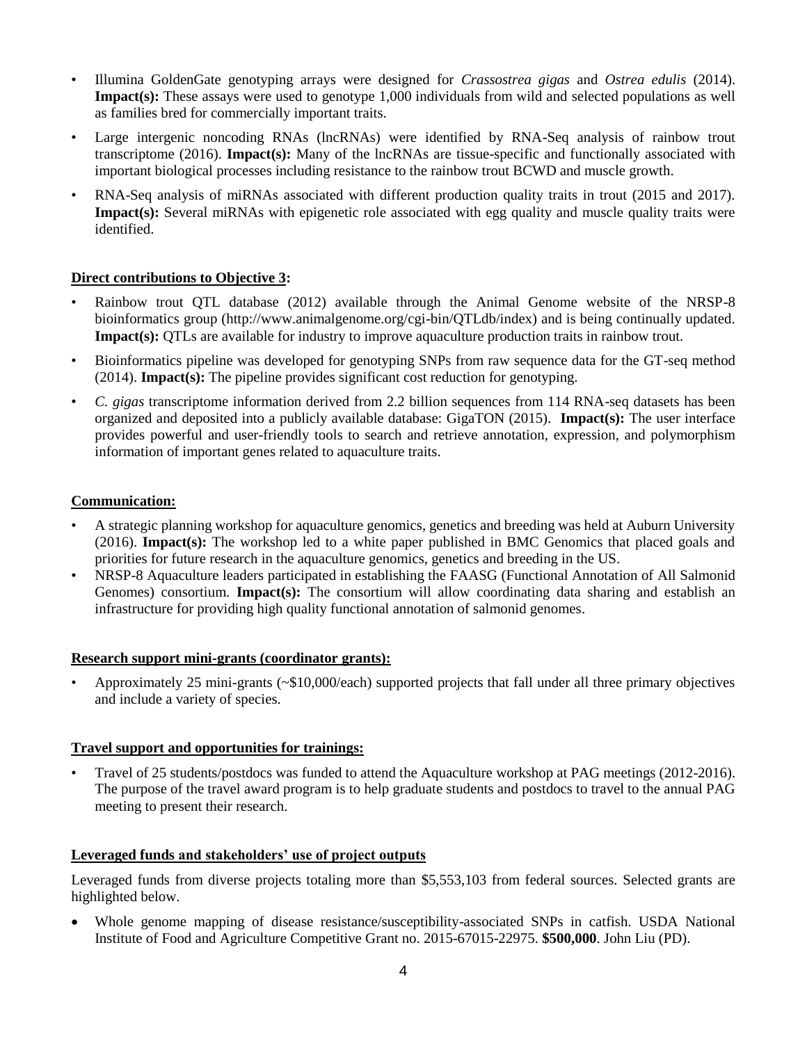- Illumina GoldenGate genotyping arrays were designed for *Crassostrea gigas* and *Ostrea edulis* (2014). **Impact(s):** These assays were used to genotype 1,000 individuals from wild and selected populations as well as families bred for commercially important traits.
- Large intergenic noncoding RNAs (lncRNAs) were identified by RNA-Seq analysis of rainbow trout transcriptome (2016). **Impact(s):** Many of the lncRNAs are tissue-specific and functionally associated with important biological processes including resistance to the rainbow trout BCWD and muscle growth.
- RNA-Seq analysis of miRNAs associated with different production quality traits in trout (2015 and 2017). **Impact(s):** Several miRNAs with epigenetic role associated with egg quality and muscle quality traits were identified.

**Direct contributions to Objective 3:**

- Rainbow trout QTL database (2012) available through the Animal Genome website of the NRSP-8 bioinformatics group (http://www.animalgenome.org/cgi-bin/QTLdb/index) and is being continually updated. **Impact(s):** QTLs are available for industry to improve aquaculture production traits in rainbow trout.
- Bioinformatics pipeline was developed for genotyping SNPs from raw sequence data for the GT-seq method (2014). **Impact(s):** The pipeline provides significant cost reduction for genotyping.
- *C. gigas* transcriptome information derived from 2.2 billion sequences from 114 RNA-seq datasets has been organized and deposited into a publicly available database: GigaTON (2015). **Impact(s):** The user interface provides powerful and user-friendly tools to search and retrieve annotation, expression, and polymorphism information of important genes related to aquaculture traits.

**Communication:**

- A strategic planning workshop for aquaculture genomics, genetics and breeding was held at Auburn University (2016). **Impact(s):** The workshop led to a white paper published in BMC Genomics that placed goals and priorities for future research in the aquaculture genomics, genetics and breeding in the US.
- NRSP-8 Aquaculture leaders participated in establishing the FAASG (Functional Annotation of All Salmonid Genomes) consortium. **Impact(s):** The consortium will allow coordinating data sharing and establish an infrastructure for providing high quality functional annotation of salmonid genomes.

**Research support mini-grants (coordinator grants):**

- Approximately 25 mini-grants (~$10,000/each) supported projects that fall under all three primary objectives and include a variety of species.

**Travel support and opportunities for trainings:**

- Travel of 25 students/postdocs was funded to attend the Aquaculture workshop at PAG meetings (2012-2016). The purpose of the travel award program is to help graduate students and postdocs to travel to the annual PAG meeting to present their research.

**Leveraged funds and stakeholders' use of project outputs**

Leveraged funds from diverse projects totaling more than $5,553,103 from federal sources. Selected grants are highlighted below.

- Whole genome mapping of disease resistance/susceptibility-associated SNPs in catfish. USDA National Institute of Food and Agriculture Competitive Grant no. 2015-67015-22975. **$500,000**. John Liu (PD).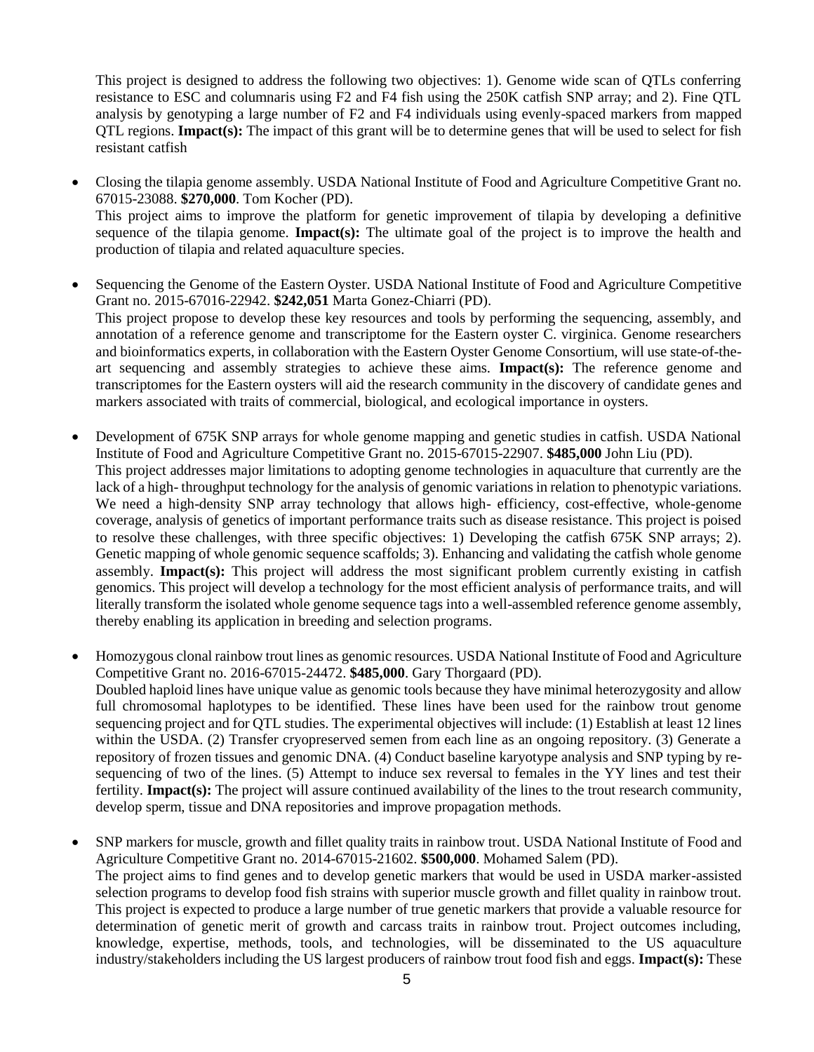This project is designed to address the following two objectives: 1). Genome wide scan of QTLs conferring resistance to ESC and columnaris using F2 and F4 fish using the 250K catfish SNP array; and 2). Fine QTL analysis by genotyping a large number of F2 and F4 individuals using evenly-spaced markers from mapped QTL regions. **Impact(s):** The impact of this grant will be to determine genes that will be used to select for fish resistant catfish

- Closing the tilapia genome assembly. USDA National Institute of Food and Agriculture Competitive Grant no. 67015-23088. **$270,000**. Tom Kocher (PD).
  This project aims to improve the platform for genetic improvement of tilapia by developing a definitive sequence of the tilapia genome. **Impact(s):** The ultimate goal of the project is to improve the health and production of tilapia and related aquaculture species.

- Sequencing the Genome of the Eastern Oyster. USDA National Institute of Food and Agriculture Competitive Grant no. 2015-67016-22942. **$242,051** Marta Gonez-Chiarri (PD).
  This project propose to develop these key resources and tools by performing the sequencing, assembly, and annotation of a reference genome and transcriptome for the Eastern oyster C. virginica. Genome researchers and bioinformatics experts, in collaboration with the Eastern Oyster Genome Consortium, will use state-of-the-art sequencing and assembly strategies to achieve these aims. **Impact(s):** The reference genome and transcriptomes for the Eastern oysters will aid the research community in the discovery of candidate genes and markers associated with traits of commercial, biological, and ecological importance in oysters.

- Development of 675K SNP arrays for whole genome mapping and genetic studies in catfish. USDA National Institute of Food and Agriculture Competitive Grant no. 2015-67015-22907. **$485,000** John Liu (PD).
  This project addresses major limitations to adopting genome technologies in aquaculture that currently are the lack of a high- throughput technology for the analysis of genomic variations in relation to phenotypic variations. We need a high-density SNP array technology that allows high- efficiency, cost-effective, whole-genome coverage, analysis of genetics of important performance traits such as disease resistance. This project is poised to resolve these challenges, with three specific objectives: 1) Developing the catfish 675K SNP arrays; 2). Genetic mapping of whole genomic sequence scaffolds; 3). Enhancing and validating the catfish whole genome assembly. **Impact(s):** This project will address the most significant problem currently existing in catfish genomics. This project will develop a technology for the most efficient analysis of performance traits, and will literally transform the isolated whole genome sequence tags into a well-assembled reference genome assembly, thereby enabling its application in breeding and selection programs.

- Homozygous clonal rainbow trout lines as genomic resources. USDA National Institute of Food and Agriculture Competitive Grant no. 2016-67015-24472. **$485,000**. Gary Thorgaard (PD).
  Doubled haploid lines have unique value as genomic tools because they have minimal heterozygosity and allow full chromosomal haplotypes to be identified. These lines have been used for the rainbow trout genome sequencing project and for QTL studies. The experimental objectives will include: (1) Establish at least 12 lines within the USDA. (2) Transfer cryopreserved semen from each line as an ongoing repository. (3) Generate a repository of frozen tissues and genomic DNA. (4) Conduct baseline karyotype analysis and SNP typing by re-sequencing of two of the lines. (5) Attempt to induce sex reversal to females in the YY lines and test their fertility. **Impact(s):** The project will assure continued availability of the lines to the trout research community, develop sperm, tissue and DNA repositories and improve propagation methods.

- SNP markers for muscle, growth and fillet quality traits in rainbow trout. USDA National Institute of Food and Agriculture Competitive Grant no. 2014-67015-21602. **$500,000**. Mohamed Salem (PD).
  The project aims to find genes and to develop genetic markers that would be used in USDA marker-assisted selection programs to develop food fish strains with superior muscle growth and fillet quality in rainbow trout. This project is expected to produce a large number of true genetic markers that provide a valuable resource for determination of genetic merit of growth and carcass traits in rainbow trout. Project outcomes including, knowledge, expertise, methods, tools, and technologies, will be disseminated to the US aquaculture industry/stakeholders including the US largest producers of rainbow trout food fish and eggs. **Impact(s):** These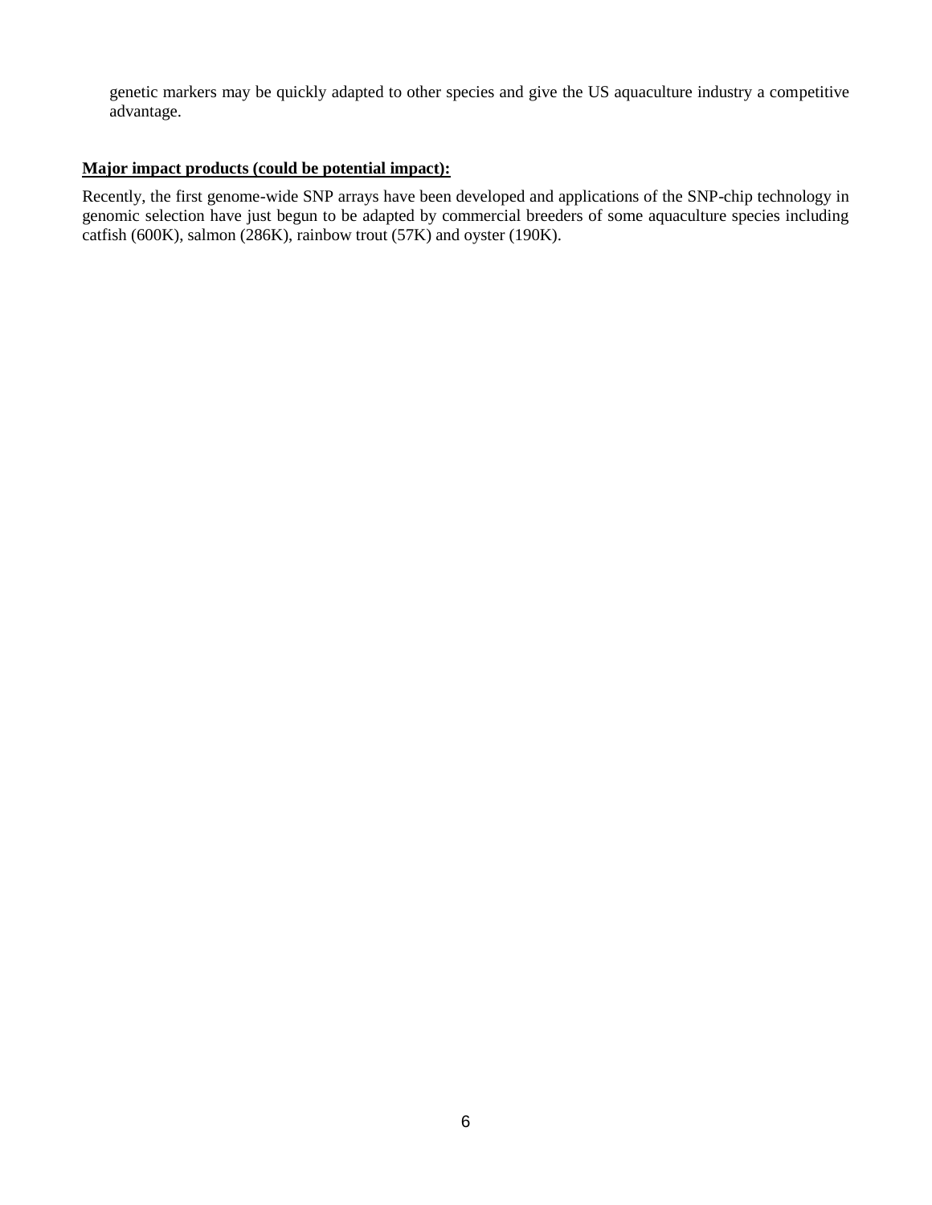genetic markers may be quickly adapted to other species and give the US aquaculture industry a competitive advantage.

**Major impact products (could be potential impact):**

Recently, the first genome-wide SNP arrays have been developed and applications of the SNP-chip technology in genomic selection have just begun to be adapted by commercial breeders of some aquaculture species including catfish (600K), salmon (286K), rainbow trout (57K) and oyster (190K).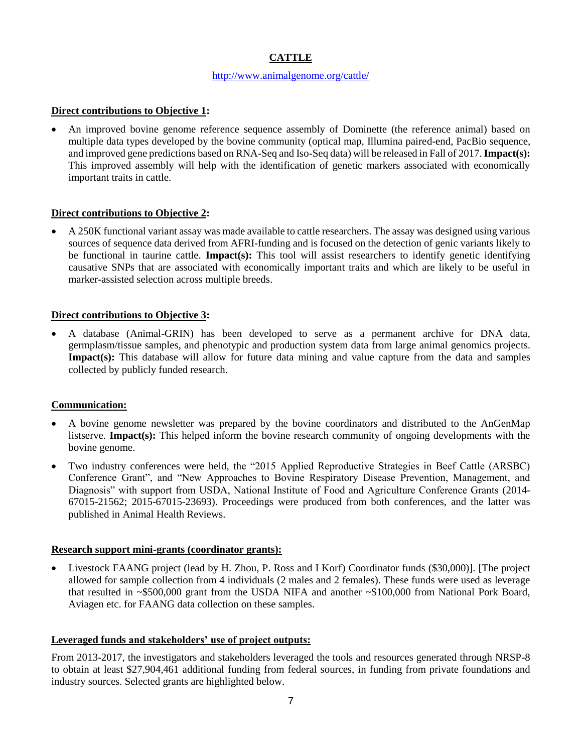## CATTLE

http://www.animalgenome.org/cattle/

**Direct contributions to Objective 1:**

- An improved bovine genome reference sequence assembly of Dominette (the reference animal) based on multiple data types developed by the bovine community (optical map, Illumina paired-end, PacBio sequence, and improved gene predictions based on RNA-Seq and Iso-Seq data) will be released in Fall of 2017. **Impact(s):** This improved assembly will help with the identification of genetic markers associated with economically important traits in cattle.

**Direct contributions to Objective 2:**

- A 250K functional variant assay was made available to cattle researchers. The assay was designed using various sources of sequence data derived from AFRI-funding and is focused on the detection of genic variants likely to be functional in taurine cattle. **Impact(s):** This tool will assist researchers to identify genetic identifying causative SNPs that are associated with economically important traits and which are likely to be useful in marker-assisted selection across multiple breeds.

**Direct contributions to Objective 3:**

- A database (Animal-GRIN) has been developed to serve as a permanent archive for DNA data, germplasm/tissue samples, and phenotypic and production system data from large animal genomics projects. **Impact(s):** This database will allow for future data mining and value capture from the data and samples collected by publicly funded research.

**Communication:**

- A bovine genome newsletter was prepared by the bovine coordinators and distributed to the AnGenMap listserve. **Impact(s):** This helped inform the bovine research community of ongoing developments with the bovine genome.
- Two industry conferences were held, the "2015 Applied Reproductive Strategies in Beef Cattle (ARSBC) Conference Grant", and "New Approaches to Bovine Respiratory Disease Prevention, Management, and Diagnosis" with support from USDA, National Institute of Food and Agriculture Conference Grants (2014-67015-21562; 2015-67015-23693). Proceedings were produced from both conferences, and the latter was published in Animal Health Reviews.

**Research support mini-grants (coordinator grants):**

- Livestock FAANG project (lead by H. Zhou, P. Ross and I Korf) Coordinator funds ($30,000)]. [The project allowed for sample collection from 4 individuals (2 males and 2 females). These funds were used as leverage that resulted in ~$500,000 grant from the USDA NIFA and another ~$100,000 from National Pork Board, Aviagen etc. for FAANG data collection on these samples.

**Leveraged funds and stakeholders' use of project outputs:**

From 2013-2017, the investigators and stakeholders leveraged the tools and resources generated through NRSP-8 to obtain at least $27,904,461 additional funding from federal sources, in funding from private foundations and industry sources. Selected grants are highlighted below.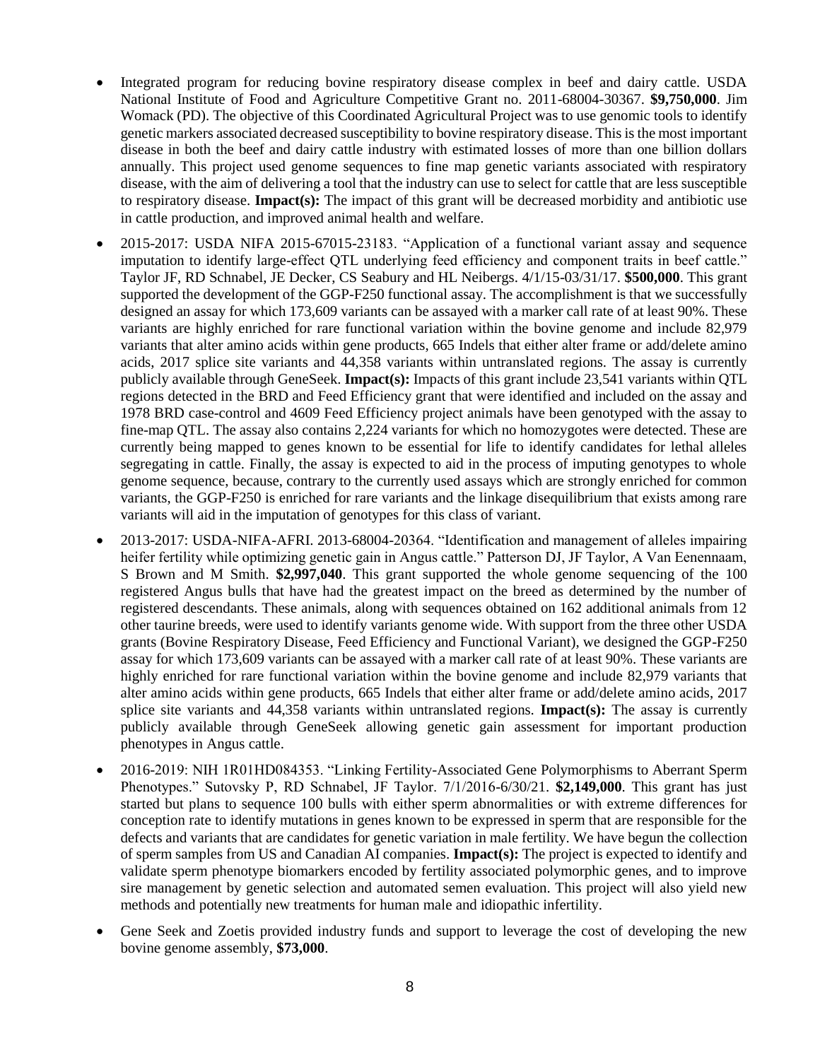- Integrated program for reducing bovine respiratory disease complex in beef and dairy cattle. USDA National Institute of Food and Agriculture Competitive Grant no. 2011-68004-30367. **$9,750,000**. Jim Womack (PD). The objective of this Coordinated Agricultural Project was to use genomic tools to identify genetic markers associated decreased susceptibility to bovine respiratory disease. This is the most important disease in both the beef and dairy cattle industry with estimated losses of more than one billion dollars annually. This project used genome sequences to fine map genetic variants associated with respiratory disease, with the aim of delivering a tool that the industry can use to select for cattle that are less susceptible to respiratory disease. **Impact(s):** The impact of this grant will be decreased morbidity and antibiotic use in cattle production, and improved animal health and welfare.
- 2015-2017: USDA NIFA 2015-67015-23183. "Application of a functional variant assay and sequence imputation to identify large-effect QTL underlying feed efficiency and component traits in beef cattle." Taylor JF, RD Schnabel, JE Decker, CS Seabury and HL Neibergs. 4/1/15-03/31/17. **$500,000**. This grant supported the development of the GGP-F250 functional assay. The accomplishment is that we successfully designed an assay for which 173,609 variants can be assayed with a marker call rate of at least 90%. These variants are highly enriched for rare functional variation within the bovine genome and include 82,979 variants that alter amino acids within gene products, 665 Indels that either alter frame or add/delete amino acids, 2017 splice site variants and 44,358 variants within untranslated regions. The assay is currently publicly available through GeneSeek. **Impact(s):** Impacts of this grant include 23,541 variants within QTL regions detected in the BRD and Feed Efficiency grant that were identified and included on the assay and 1978 BRD case-control and 4609 Feed Efficiency project animals have been genotyped with the assay to fine-map QTL. The assay also contains 2,224 variants for which no homozygotes were detected. These are currently being mapped to genes known to be essential for life to identify candidates for lethal alleles segregating in cattle. Finally, the assay is expected to aid in the process of imputing genotypes to whole genome sequence, because, contrary to the currently used assays which are strongly enriched for common variants, the GGP-F250 is enriched for rare variants and the linkage disequilibrium that exists among rare variants will aid in the imputation of genotypes for this class of variant.
- 2013-2017: USDA-NIFA-AFRI. 2013-68004-20364. "Identification and management of alleles impairing heifer fertility while optimizing genetic gain in Angus cattle." Patterson DJ, JF Taylor, A Van Eenennaam, S Brown and M Smith. **$2,997,040**. This grant supported the whole genome sequencing of the 100 registered Angus bulls that have had the greatest impact on the breed as determined by the number of registered descendants. These animals, along with sequences obtained on 162 additional animals from 12 other taurine breeds, were used to identify variants genome wide. With support from the three other USDA grants (Bovine Respiratory Disease, Feed Efficiency and Functional Variant), we designed the GGP-F250 assay for which 173,609 variants can be assayed with a marker call rate of at least 90%. These variants are highly enriched for rare functional variation within the bovine genome and include 82,979 variants that alter amino acids within gene products, 665 Indels that either alter frame or add/delete amino acids, 2017 splice site variants and 44,358 variants within untranslated regions. **Impact(s):** The assay is currently publicly available through GeneSeek allowing genetic gain assessment for important production phenotypes in Angus cattle.
- 2016-2019: NIH 1R01HD084353. "Linking Fertility-Associated Gene Polymorphisms to Aberrant Sperm Phenotypes." Sutovsky P, RD Schnabel, JF Taylor. 7/1/2016-6/30/21. **$2,149,000**. This grant has just started but plans to sequence 100 bulls with either sperm abnormalities or with extreme differences for conception rate to identify mutations in genes known to be expressed in sperm that are responsible for the defects and variants that are candidates for genetic variation in male fertility. We have begun the collection of sperm samples from US and Canadian AI companies. **Impact(s):** The project is expected to identify and validate sperm phenotype biomarkers encoded by fertility associated polymorphic genes, and to improve sire management by genetic selection and automated semen evaluation. This project will also yield new methods and potentially new treatments for human male and idiopathic infertility.
- Gene Seek and Zoetis provided industry funds and support to leverage the cost of developing the new bovine genome assembly, **$73,000**.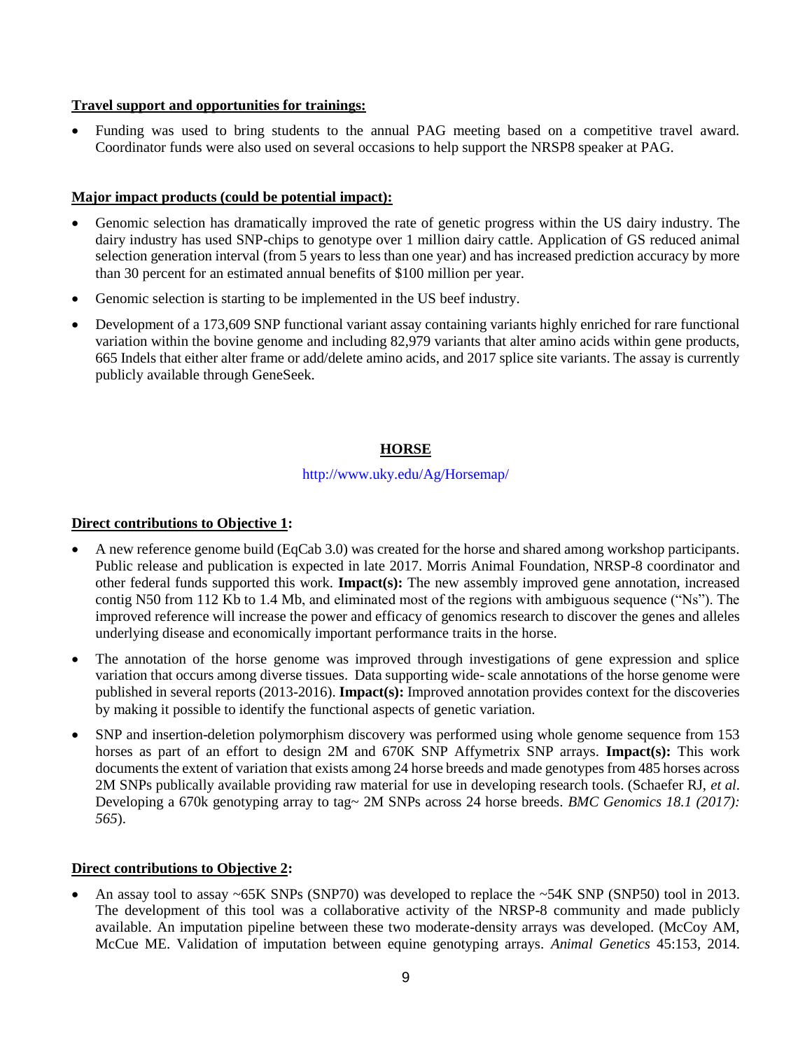**Travel support and opportunities for trainings:**

- Funding was used to bring students to the annual PAG meeting based on a competitive travel award. Coordinator funds were also used on several occasions to help support the NRSP8 speaker at PAG.

**Major impact products (could be potential impact):**

- Genomic selection has dramatically improved the rate of genetic progress within the US dairy industry. The dairy industry has used SNP-chips to genotype over 1 million dairy cattle. Application of GS reduced animal selection generation interval (from 5 years to less than one year) and has increased prediction accuracy by more than 30 percent for an estimated annual benefits of $100 million per year.
- Genomic selection is starting to be implemented in the US beef industry.
- Development of a 173,609 SNP functional variant assay containing variants highly enriched for rare functional variation within the bovine genome and including 82,979 variants that alter amino acids within gene products, 665 Indels that either alter frame or add/delete amino acids, and 2017 splice site variants. The assay is currently publicly available through GeneSeek.

## HORSE

http://www.uky.edu/Ag/Horsemap/

**Direct contributions to Objective 1:**

- A new reference genome build (EqCab 3.0) was created for the horse and shared among workshop participants. Public release and publication is expected in late 2017. Morris Animal Foundation, NRSP-8 coordinator and other federal funds supported this work. **Impact(s):** The new assembly improved gene annotation, increased contig N50 from 112 Kb to 1.4 Mb, and eliminated most of the regions with ambiguous sequence ("Ns"). The improved reference will increase the power and efficacy of genomics research to discover the genes and alleles underlying disease and economically important performance traits in the horse.
- The annotation of the horse genome was improved through investigations of gene expression and splice variation that occurs among diverse tissues. Data supporting wide- scale annotations of the horse genome were published in several reports (2013-2016). **Impact(s):** Improved annotation provides context for the discoveries by making it possible to identify the functional aspects of genetic variation.
- SNP and insertion-deletion polymorphism discovery was performed using whole genome sequence from 153 horses as part of an effort to design 2M and 670K SNP Affymetrix SNP arrays. **Impact(s):** This work documents the extent of variation that exists among 24 horse breeds and made genotypes from 485 horses across 2M SNPs publically available providing raw material for use in developing research tools. (Schaefer RJ, *et al*. Developing a 670k genotyping array to tag~ 2M SNPs across 24 horse breeds. *BMC Genomics 18.1 (2017): 565*).

**Direct contributions to Objective 2:**

- An assay tool to assay ~65K SNPs (SNP70) was developed to replace the ~54K SNP (SNP50) tool in 2013. The development of this tool was a collaborative activity of the NRSP-8 community and made publicly available. An imputation pipeline between these two moderate-density arrays was developed. (McCoy AM, McCue ME. Validation of imputation between equine genotyping arrays. *Animal Genetics* 45:153, 2014.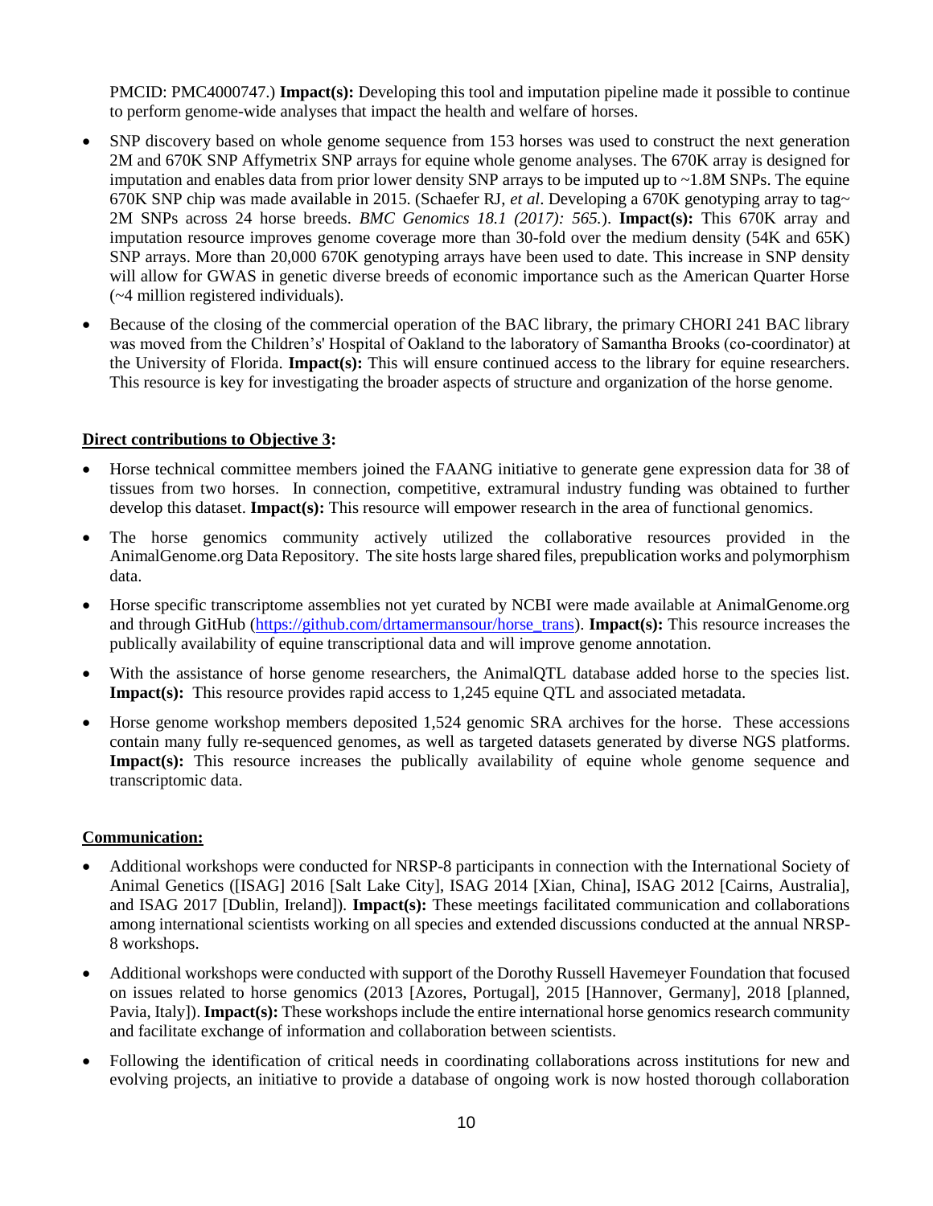PMCID: PMC4000747.) **Impact(s):** Developing this tool and imputation pipeline made it possible to continue to perform genome-wide analyses that impact the health and welfare of horses.

- SNP discovery based on whole genome sequence from 153 horses was used to construct the next generation 2M and 670K SNP Affymetrix SNP arrays for equine whole genome analyses. The 670K array is designed for imputation and enables data from prior lower density SNP arrays to be imputed up to ~1.8M SNPs. The equine 670K SNP chip was made available in 2015. (Schaefer RJ, *et al*. Developing a 670K genotyping array to tag~ 2M SNPs across 24 horse breeds. *BMC Genomics 18.1 (2017): 565.*). **Impact(s):** This 670K array and imputation resource improves genome coverage more than 30-fold over the medium density (54K and 65K) SNP arrays. More than 20,000 670K genotyping arrays have been used to date. This increase in SNP density will allow for GWAS in genetic diverse breeds of economic importance such as the American Quarter Horse (~4 million registered individuals).
- Because of the closing of the commercial operation of the BAC library, the primary CHORI 241 BAC library was moved from the Children's' Hospital of Oakland to the laboratory of Samantha Brooks (co-coordinator) at the University of Florida. **Impact(s):** This will ensure continued access to the library for equine researchers. This resource is key for investigating the broader aspects of structure and organization of the horse genome.

**Direct contributions to Objective 3:**

- Horse technical committee members joined the FAANG initiative to generate gene expression data for 38 of tissues from two horses. In connection, competitive, extramural industry funding was obtained to further develop this dataset. **Impact(s):** This resource will empower research in the area of functional genomics.
- The horse genomics community actively utilized the collaborative resources provided in the AnimalGenome.org Data Repository. The site hosts large shared files, prepublication works and polymorphism data.
- Horse specific transcriptome assemblies not yet curated by NCBI were made available at AnimalGenome.org and through GitHub (https://github.com/drtamermansour/horse_trans). **Impact(s):** This resource increases the publically availability of equine transcriptional data and will improve genome annotation.
- With the assistance of horse genome researchers, the AnimalQTL database added horse to the species list. **Impact(s):** This resource provides rapid access to 1,245 equine QTL and associated metadata.
- Horse genome workshop members deposited 1,524 genomic SRA archives for the horse. These accessions contain many fully re-sequenced genomes, as well as targeted datasets generated by diverse NGS platforms. **Impact(s):** This resource increases the publically availability of equine whole genome sequence and transcriptomic data.

**Communication:**

- Additional workshops were conducted for NRSP-8 participants in connection with the International Society of Animal Genetics ([ISAG] 2016 [Salt Lake City], ISAG 2014 [Xian, China], ISAG 2012 [Cairns, Australia], and ISAG 2017 [Dublin, Ireland]). **Impact(s):** These meetings facilitated communication and collaborations among international scientists working on all species and extended discussions conducted at the annual NRSP-8 workshops.
- Additional workshops were conducted with support of the Dorothy Russell Havemeyer Foundation that focused on issues related to horse genomics (2013 [Azores, Portugal], 2015 [Hannover, Germany], 2018 [planned, Pavia, Italy]). **Impact(s):** These workshops include the entire international horse genomics research community and facilitate exchange of information and collaboration between scientists.
- Following the identification of critical needs in coordinating collaborations across institutions for new and evolving projects, an initiative to provide a database of ongoing work is now hosted thorough collaboration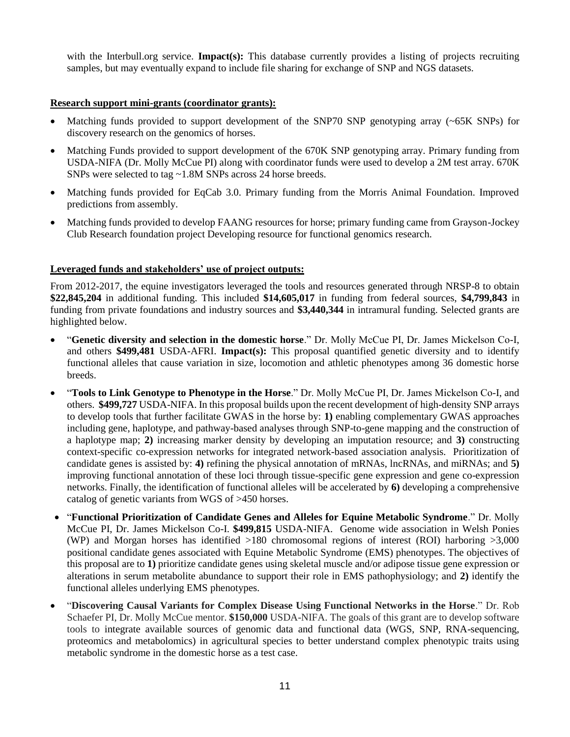with the Interbull.org service. **Impact(s):** This database currently provides a listing of projects recruiting samples, but may eventually expand to include file sharing for exchange of SNP and NGS datasets.

**Research support mini-grants (coordinator grants):**

- Matching funds provided to support development of the SNP70 SNP genotyping array (~65K SNPs) for discovery research on the genomics of horses.
- Matching Funds provided to support development of the 670K SNP genotyping array. Primary funding from USDA-NIFA (Dr. Molly McCue PI) along with coordinator funds were used to develop a 2M test array. 670K SNPs were selected to tag ~1.8M SNPs across 24 horse breeds.
- Matching funds provided for EqCab 3.0. Primary funding from the Morris Animal Foundation. Improved predictions from assembly.
- Matching funds provided to develop FAANG resources for horse; primary funding came from Grayson-Jockey Club Research foundation project Developing resource for functional genomics research.

**Leveraged funds and stakeholders' use of project outputs:**

From 2012-2017, the equine investigators leveraged the tools and resources generated through NRSP-8 to obtain **$22,845,204** in additional funding. This included **$14,605,017** in funding from federal sources, **$4,799,843** in funding from private foundations and industry sources and **$3,440,344** in intramural funding. Selected grants are highlighted below.

- "**Genetic diversity and selection in the domestic horse**." Dr. Molly McCue PI, Dr. James Mickelson Co-I, and others **$499,481** USDA-AFRI. **Impact(s):** This proposal quantified genetic diversity and to identify functional alleles that cause variation in size, locomotion and athletic phenotypes among 36 domestic horse breeds.
- "**Tools to Link Genotype to Phenotype in the Horse**." Dr. Molly McCue PI, Dr. James Mickelson Co-I, and others. **$499,727** USDA-NIFA. In this proposal builds upon the recent development of high-density SNP arrays to develop tools that further facilitate GWAS in the horse by: **1)** enabling complementary GWAS approaches including gene, haplotype, and pathway-based analyses through SNP-to-gene mapping and the construction of a haplotype map; **2)** increasing marker density by developing an imputation resource; and **3)** constructing context-specific co-expression networks for integrated network-based association analysis. Prioritization of candidate genes is assisted by: **4)** refining the physical annotation of mRNAs, lncRNAs, and miRNAs; and **5)** improving functional annotation of these loci through tissue-specific gene expression and gene co-expression networks. Finally, the identification of functional alleles will be accelerated by **6)** developing a comprehensive catalog of genetic variants from WGS of >450 horses.
- "**Functional Prioritization of Candidate Genes and Alleles for Equine Metabolic Syndrome**." Dr. Molly McCue PI, Dr. James Mickelson Co-I. **$499,815** USDA-NIFA. Genome wide association in Welsh Ponies (WP) and Morgan horses has identified >180 chromosomal regions of interest (ROI) harboring >3,000 positional candidate genes associated with Equine Metabolic Syndrome (EMS) phenotypes. The objectives of this proposal are to **1)** prioritize candidate genes using skeletal muscle and/or adipose tissue gene expression or alterations in serum metabolite abundance to support their role in EMS pathophysiology; and **2)** identify the functional alleles underlying EMS phenotypes.
- "**Discovering Causal Variants for Complex Disease Using Functional Networks in the Horse**." Dr. Rob Schaefer PI, Dr. Molly McCue mentor. **$150,000** USDA-NIFA. The goals of this grant are to develop software tools to integrate available sources of genomic data and functional data (WGS, SNP, RNA-sequencing, proteomics and metabolomics) in agricultural species to better understand complex phenotypic traits using metabolic syndrome in the domestic horse as a test case.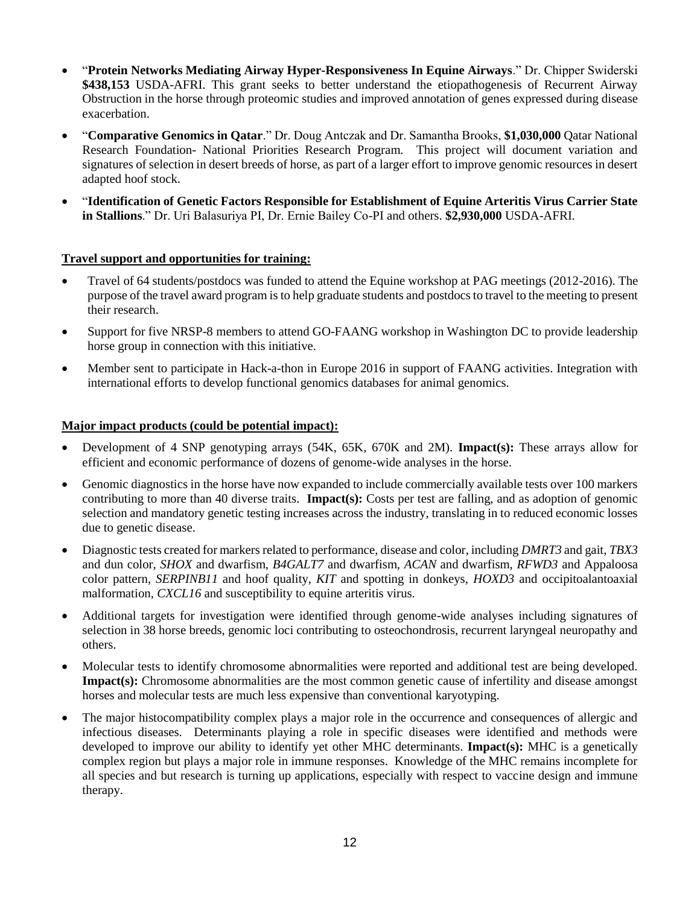- “**Protein Networks Mediating Airway Hyper-Responsiveness In Equine Airways**.” Dr. Chipper Swiderski **$438,153** USDA-AFRI. This grant seeks to better understand the etiopathogenesis of Recurrent Airway Obstruction in the horse through proteomic studies and improved annotation of genes expressed during disease exacerbation.
- “**Comparative Genomics in Qatar**.” Dr. Doug Antczak and Dr. Samantha Brooks, **$1,030,000** Qatar National Research Foundation- National Priorities Research Program. This project will document variation and signatures of selection in desert breeds of horse, as part of a larger effort to improve genomic resources in desert adapted hoof stock.
- “**Identification of Genetic Factors Responsible for Establishment of Equine Arteritis Virus Carrier State in Stallions**.” Dr. Uri Balasuriya PI, Dr. Ernie Bailey Co-PI and others. **$2,930,000** USDA-AFRI.

**Travel support and opportunities for training:**

- Travel of 64 students/postdocs was funded to attend the Equine workshop at PAG meetings (2012-2016). The purpose of the travel award program is to help graduate students and postdocs to travel to the meeting to present their research.
- Support for five NRSP-8 members to attend GO-FAANG workshop in Washington DC to provide leadership horse group in connection with this initiative.
- Member sent to participate in Hack-a-thon in Europe 2016 in support of FAANG activities. Integration with international efforts to develop functional genomics databases for animal genomics.

**Major impact products (could be potential impact):**

- Development of 4 SNP genotyping arrays (54K, 65K, 670K and 2M). **Impact(s):** These arrays allow for efficient and economic performance of dozens of genome-wide analyses in the horse.
- Genomic diagnostics in the horse have now expanded to include commercially available tests over 100 markers contributing to more than 40 diverse traits. **Impact(s):** Costs per test are falling, and as adoption of genomic selection and mandatory genetic testing increases across the industry, translating in to reduced economic losses due to genetic disease.
- Diagnostic tests created for markers related to performance, disease and color, including *DMRT3* and gait, *TBX3* and dun color, *SHOX* and dwarfism, *B4GALT7* and dwarfism, *ACAN* and dwarfism, *RFWD3* and Appaloosa color pattern, *SERPINB11* and hoof quality, *KIT* and spotting in donkeys, *HOXD3* and occipitoalantoaxial malformation, *CXCL16* and susceptibility to equine arteritis virus.
- Additional targets for investigation were identified through genome-wide analyses including signatures of selection in 38 horse breeds, genomic loci contributing to osteochondrosis, recurrent laryngeal neuropathy and others.
- Molecular tests to identify chromosome abnormalities were reported and additional test are being developed. **Impact(s):** Chromosome abnormalities are the most common genetic cause of infertility and disease amongst horses and molecular tests are much less expensive than conventional karyotyping.
- The major histocompatibility complex plays a major role in the occurrence and consequences of allergic and infectious diseases. Determinants playing a role in specific diseases were identified and methods were developed to improve our ability to identify yet other MHC determinants. **Impact(s):** MHC is a genetically complex region but plays a major role in immune responses. Knowledge of the MHC remains incomplete for all species and but research is turning up applications, especially with respect to vaccine design and immune therapy.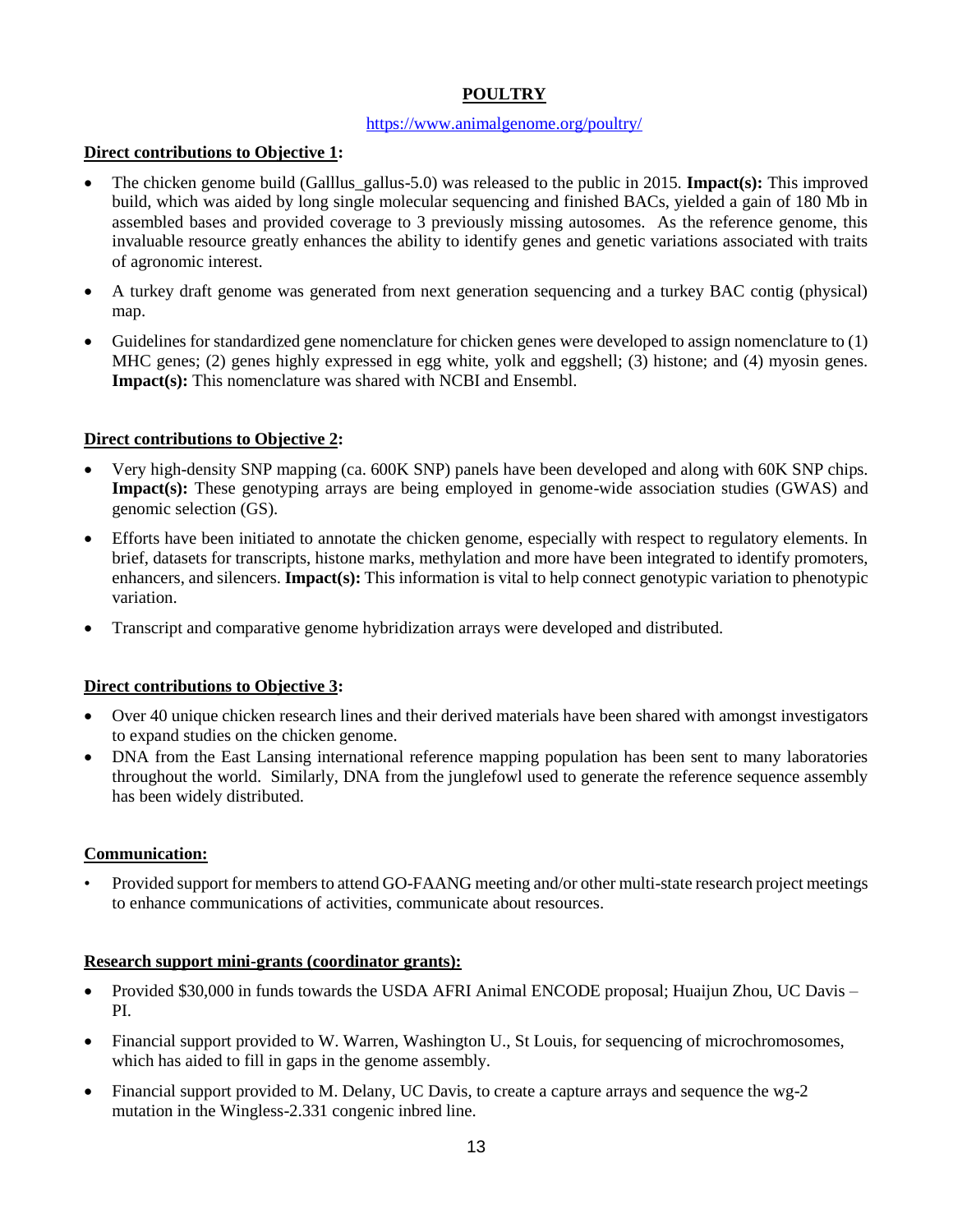# POULTRY

https://www.animalgenome.org/poultry/

**Direct contributions to Objective 1:**

- The chicken genome build (Galllus_gallus-5.0) was released to the public in 2015. **Impact(s):** This improved build, which was aided by long single molecular sequencing and finished BACs, yielded a gain of 180 Mb in assembled bases and provided coverage to 3 previously missing autosomes. As the reference genome, this invaluable resource greatly enhances the ability to identify genes and genetic variations associated with traits of agronomic interest.
- A turkey draft genome was generated from next generation sequencing and a turkey BAC contig (physical) map.
- Guidelines for standardized gene nomenclature for chicken genes were developed to assign nomenclature to (1) MHC genes; (2) genes highly expressed in egg white, yolk and eggshell; (3) histone; and (4) myosin genes. **Impact(s):** This nomenclature was shared with NCBI and Ensembl.

**Direct contributions to Objective 2:**

- Very high-density SNP mapping (ca. 600K SNP) panels have been developed and along with 60K SNP chips. **Impact(s):** These genotyping arrays are being employed in genome-wide association studies (GWAS) and genomic selection (GS).
- Efforts have been initiated to annotate the chicken genome, especially with respect to regulatory elements. In brief, datasets for transcripts, histone marks, methylation and more have been integrated to identify promoters, enhancers, and silencers. **Impact(s):** This information is vital to help connect genotypic variation to phenotypic variation.
- Transcript and comparative genome hybridization arrays were developed and distributed.

**Direct contributions to Objective 3:**

- Over 40 unique chicken research lines and their derived materials have been shared with amongst investigators to expand studies on the chicken genome.
- DNA from the East Lansing international reference mapping population has been sent to many laboratories throughout the world. Similarly, DNA from the junglefowl used to generate the reference sequence assembly has been widely distributed.

**Communication:**

- Provided support for members to attend GO-FAANG meeting and/or other multi-state research project meetings to enhance communications of activities, communicate about resources.

**Research support mini-grants (coordinator grants):**

- Provided $30,000 in funds towards the USDA AFRI Animal ENCODE proposal; Huaijun Zhou, UC Davis – PI.
- Financial support provided to W. Warren, Washington U., St Louis, for sequencing of microchromosomes, which has aided to fill in gaps in the genome assembly.
- Financial support provided to M. Delany, UC Davis, to create a capture arrays and sequence the wg-2 mutation in the Wingless-2.331 congenic inbred line.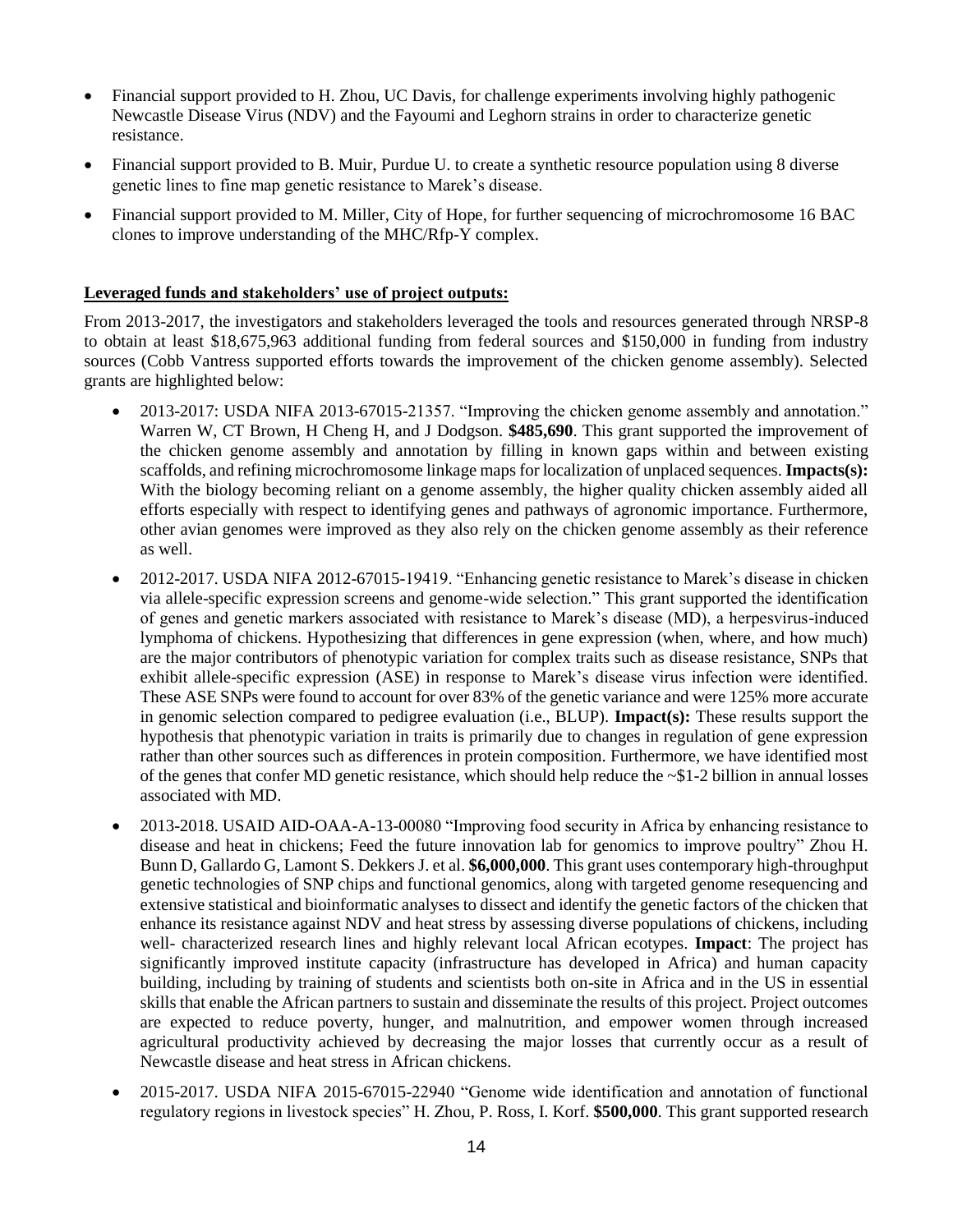- Financial support provided to H. Zhou, UC Davis, for challenge experiments involving highly pathogenic Newcastle Disease Virus (NDV) and the Fayoumi and Leghorn strains in order to characterize genetic resistance.
- Financial support provided to B. Muir, Purdue U. to create a synthetic resource population using 8 diverse genetic lines to fine map genetic resistance to Marek's disease.
- Financial support provided to M. Miller, City of Hope, for further sequencing of microchromosome 16 BAC clones to improve understanding of the MHC/Rfp-Y complex.

**Leveraged funds and stakeholders' use of project outputs:**

From 2013-2017, the investigators and stakeholders leveraged the tools and resources generated through NRSP-8 to obtain at least $18,675,963 additional funding from federal sources and $150,000 in funding from industry sources (Cobb Vantress supported efforts towards the improvement of the chicken genome assembly). Selected grants are highlighted below:

- 2013-2017: USDA NIFA 2013-67015-21357. "Improving the chicken genome assembly and annotation." Warren W, CT Brown, H Cheng H, and J Dodgson. **$485,690**. This grant supported the improvement of the chicken genome assembly and annotation by filling in known gaps within and between existing scaffolds, and refining microchromosome linkage maps for localization of unplaced sequences. **Impacts(s):** With the biology becoming reliant on a genome assembly, the higher quality chicken assembly aided all efforts especially with respect to identifying genes and pathways of agronomic importance. Furthermore, other avian genomes were improved as they also rely on the chicken genome assembly as their reference as well.
- 2012-2017. USDA NIFA 2012-67015-19419. "Enhancing genetic resistance to Marek's disease in chicken via allele-specific expression screens and genome-wide selection." This grant supported the identification of genes and genetic markers associated with resistance to Marek's disease (MD), a herpesvirus-induced lymphoma of chickens. Hypothesizing that differences in gene expression (when, where, and how much) are the major contributors of phenotypic variation for complex traits such as disease resistance, SNPs that exhibit allele-specific expression (ASE) in response to Marek's disease virus infection were identified. These ASE SNPs were found to account for over 83% of the genetic variance and were 125% more accurate in genomic selection compared to pedigree evaluation (i.e., BLUP). **Impact(s):** These results support the hypothesis that phenotypic variation in traits is primarily due to changes in regulation of gene expression rather than other sources such as differences in protein composition. Furthermore, we have identified most of the genes that confer MD genetic resistance, which should help reduce the ~$1-2 billion in annual losses associated with MD.
- 2013-2018. USAID AID-OAA-A-13-00080 "Improving food security in Africa by enhancing resistance to disease and heat in chickens; Feed the future innovation lab for genomics to improve poultry" Zhou H. Bunn D, Gallardo G, Lamont S. Dekkers J. et al. **$6,000,000**. This grant uses contemporary high-throughput genetic technologies of SNP chips and functional genomics, along with targeted genome resequencing and extensive statistical and bioinformatic analyses to dissect and identify the genetic factors of the chicken that enhance its resistance against NDV and heat stress by assessing diverse populations of chickens, including well- characterized research lines and highly relevant local African ecotypes. **Impact**: The project has significantly improved institute capacity (infrastructure has developed in Africa) and human capacity building, including by training of students and scientists both on-site in Africa and in the US in essential skills that enable the African partners to sustain and disseminate the results of this project. Project outcomes are expected to reduce poverty, hunger, and malnutrition, and empower women through increased agricultural productivity achieved by decreasing the major losses that currently occur as a result of Newcastle disease and heat stress in African chickens.
- 2015-2017. USDA NIFA 2015-67015-22940 "Genome wide identification and annotation of functional regulatory regions in livestock species" H. Zhou, P. Ross, I. Korf. **$500,000**. This grant supported research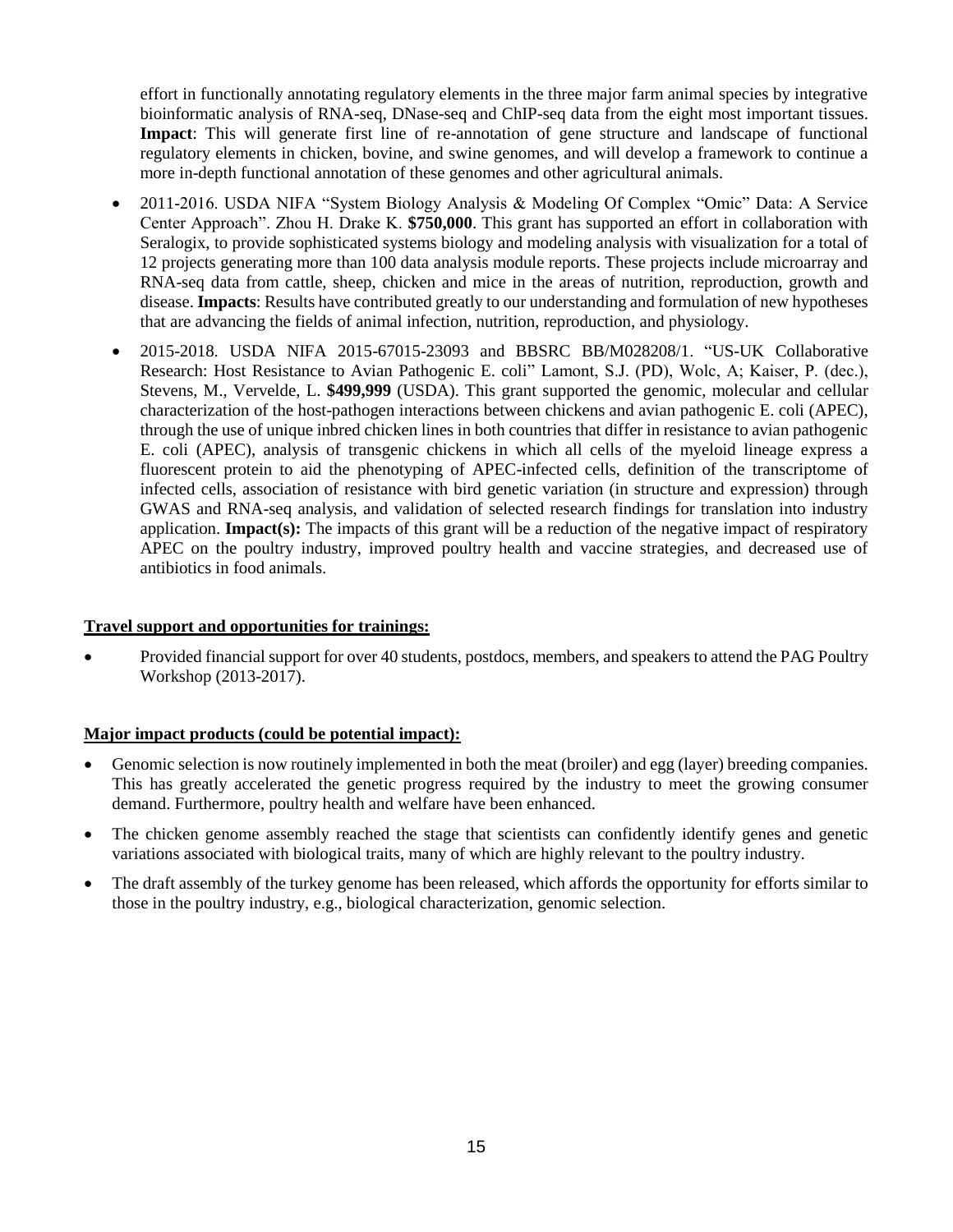effort in functionally annotating regulatory elements in the three major farm animal species by integrative bioinformatic analysis of RNA-seq, DNase-seq and ChIP-seq data from the eight most important tissues. **Impact**: This will generate first line of re-annotation of gene structure and landscape of functional regulatory elements in chicken, bovine, and swine genomes, and will develop a framework to continue a more in-depth functional annotation of these genomes and other agricultural animals.

- 2011-2016. USDA NIFA "System Biology Analysis & Modeling Of Complex "Omic" Data: A Service Center Approach". Zhou H. Drake K. **$750,000**. This grant has supported an effort in collaboration with Seralogix, to provide sophisticated systems biology and modeling analysis with visualization for a total of 12 projects generating more than 100 data analysis module reports. These projects include microarray and RNA-seq data from cattle, sheep, chicken and mice in the areas of nutrition, reproduction, growth and disease. **Impacts**: Results have contributed greatly to our understanding and formulation of new hypotheses that are advancing the fields of animal infection, nutrition, reproduction, and physiology.
- 2015-2018. USDA NIFA 2015-67015-23093 and BBSRC BB/M028208/1. "US-UK Collaborative Research: Host Resistance to Avian Pathogenic E. coli" Lamont, S.J. (PD), Wolc, A; Kaiser, P. (dec.), Stevens, M., Vervelde, L. **$499,999** (USDA). This grant supported the genomic, molecular and cellular characterization of the host-pathogen interactions between chickens and avian pathogenic E. coli (APEC), through the use of unique inbred chicken lines in both countries that differ in resistance to avian pathogenic E. coli (APEC), analysis of transgenic chickens in which all cells of the myeloid lineage express a fluorescent protein to aid the phenotyping of APEC-infected cells, definition of the transcriptome of infected cells, association of resistance with bird genetic variation (in structure and expression) through GWAS and RNA-seq analysis, and validation of selected research findings for translation into industry application. **Impact(s):** The impacts of this grant will be a reduction of the negative impact of respiratory APEC on the poultry industry, improved poultry health and vaccine strategies, and decreased use of antibiotics in food animals.

**Travel support and opportunities for trainings:**

- Provided financial support for over 40 students, postdocs, members, and speakers to attend the PAG Poultry Workshop (2013-2017).

**Major impact products (could be potential impact):**

- Genomic selection is now routinely implemented in both the meat (broiler) and egg (layer) breeding companies. This has greatly accelerated the genetic progress required by the industry to meet the growing consumer demand. Furthermore, poultry health and welfare have been enhanced.
- The chicken genome assembly reached the stage that scientists can confidently identify genes and genetic variations associated with biological traits, many of which are highly relevant to the poultry industry.
- The draft assembly of the turkey genome has been released, which affords the opportunity for efforts similar to those in the poultry industry, e.g., biological characterization, genomic selection.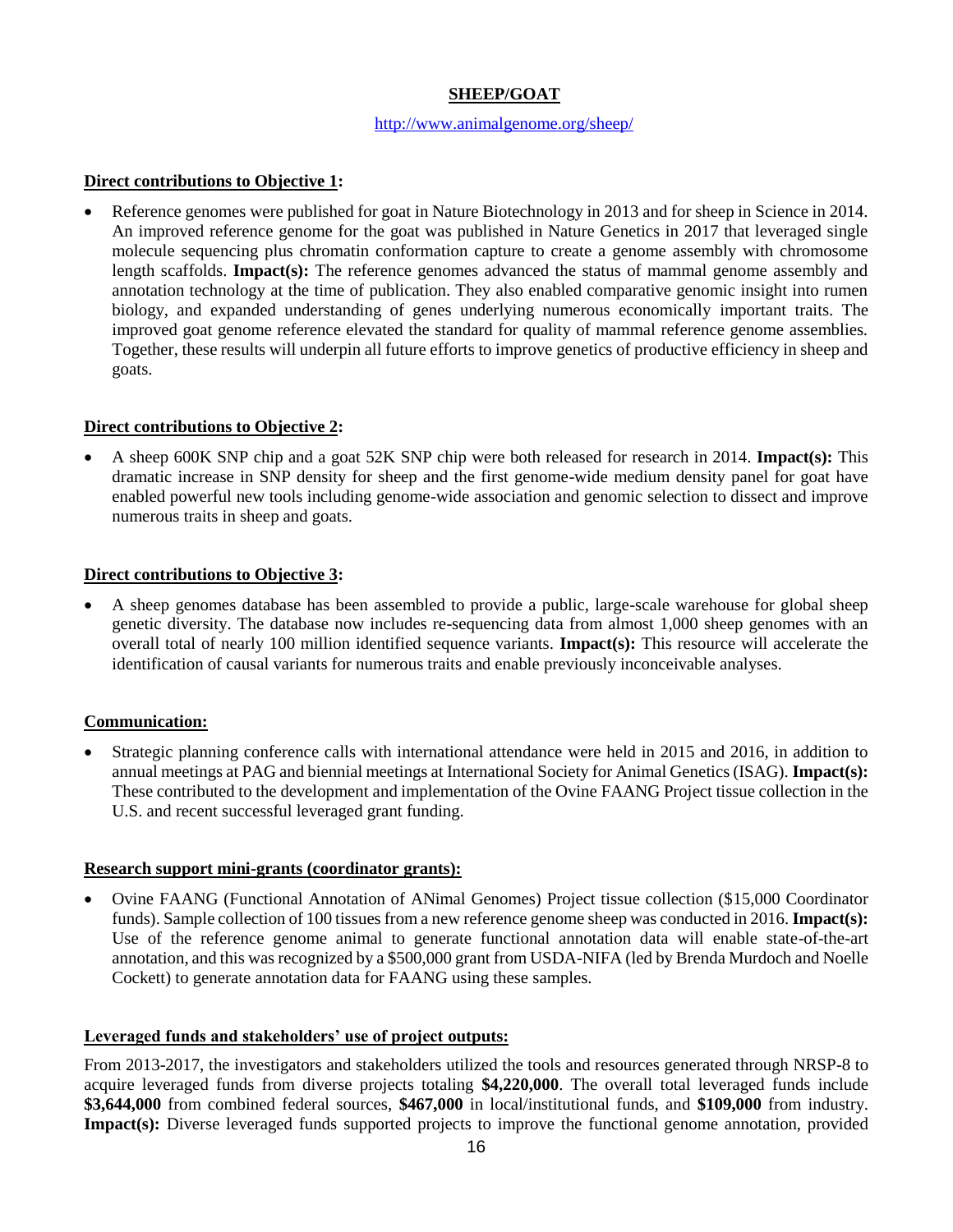## SHEEP/GOAT

http://www.animalgenome.org/sheep/

**Direct contributions to Objective 1:**

- Reference genomes were published for goat in Nature Biotechnology in 2013 and for sheep in Science in 2014. An improved reference genome for the goat was published in Nature Genetics in 2017 that leveraged single molecule sequencing plus chromatin conformation capture to create a genome assembly with chromosome length scaffolds. **Impact(s):** The reference genomes advanced the status of mammal genome assembly and annotation technology at the time of publication. They also enabled comparative genomic insight into rumen biology, and expanded understanding of genes underlying numerous economically important traits. The improved goat genome reference elevated the standard for quality of mammal reference genome assemblies. Together, these results will underpin all future efforts to improve genetics of productive efficiency in sheep and goats.

**Direct contributions to Objective 2:**

- A sheep 600K SNP chip and a goat 52K SNP chip were both released for research in 2014. **Impact(s):** This dramatic increase in SNP density for sheep and the first genome-wide medium density panel for goat have enabled powerful new tools including genome-wide association and genomic selection to dissect and improve numerous traits in sheep and goats.

**Direct contributions to Objective 3:**

- A sheep genomes database has been assembled to provide a public, large-scale warehouse for global sheep genetic diversity. The database now includes re-sequencing data from almost 1,000 sheep genomes with an overall total of nearly 100 million identified sequence variants. **Impact(s):** This resource will accelerate the identification of causal variants for numerous traits and enable previously inconceivable analyses.

**Communication:**

- Strategic planning conference calls with international attendance were held in 2015 and 2016, in addition to annual meetings at PAG and biennial meetings at International Society for Animal Genetics (ISAG). **Impact(s):** These contributed to the development and implementation of the Ovine FAANG Project tissue collection in the U.S. and recent successful leveraged grant funding.

**Research support mini-grants (coordinator grants):**

- Ovine FAANG (Functional Annotation of ANimal Genomes) Project tissue collection ($15,000 Coordinator funds). Sample collection of 100 tissues from a new reference genome sheep was conducted in 2016. **Impact(s):** Use of the reference genome animal to generate functional annotation data will enable state-of-the-art annotation, and this was recognized by a $500,000 grant from USDA-NIFA (led by Brenda Murdoch and Noelle Cockett) to generate annotation data for FAANG using these samples.

**Leveraged funds and stakeholders' use of project outputs:**

From 2013-2017, the investigators and stakeholders utilized the tools and resources generated through NRSP-8 to acquire leveraged funds from diverse projects totaling **$4,220,000**. The overall total leveraged funds include **$3,644,000** from combined federal sources, **$467,000** in local/institutional funds, and **$109,000** from industry. **Impact(s):** Diverse leveraged funds supported projects to improve the functional genome annotation, provided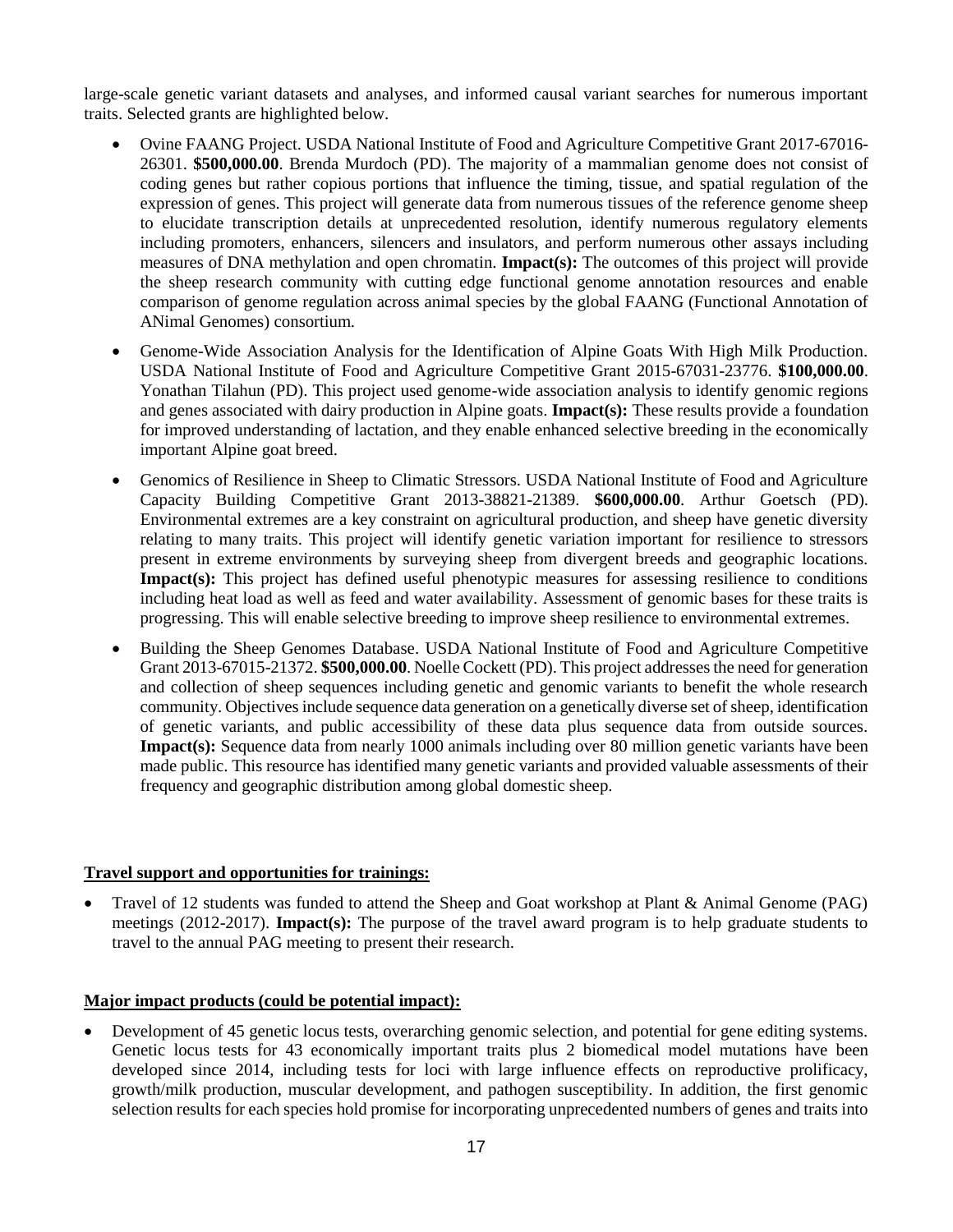large-scale genetic variant datasets and analyses, and informed causal variant searches for numerous important traits. Selected grants are highlighted below.

- Ovine FAANG Project. USDA National Institute of Food and Agriculture Competitive Grant 2017-67016-26301. **$500,000.00**. Brenda Murdoch (PD). The majority of a mammalian genome does not consist of coding genes but rather copious portions that influence the timing, tissue, and spatial regulation of the expression of genes. This project will generate data from numerous tissues of the reference genome sheep to elucidate transcription details at unprecedented resolution, identify numerous regulatory elements including promoters, enhancers, silencers and insulators, and perform numerous other assays including measures of DNA methylation and open chromatin. **Impact(s):** The outcomes of this project will provide the sheep research community with cutting edge functional genome annotation resources and enable comparison of genome regulation across animal species by the global FAANG (Functional Annotation of ANimal Genomes) consortium.

- Genome-Wide Association Analysis for the Identification of Alpine Goats With High Milk Production. USDA National Institute of Food and Agriculture Competitive Grant 2015-67031-23776. **$100,000.00**. Yonathan Tilahun (PD). This project used genome-wide association analysis to identify genomic regions and genes associated with dairy production in Alpine goats. **Impact(s):** These results provide a foundation for improved understanding of lactation, and they enable enhanced selective breeding in the economically important Alpine goat breed.

- Genomics of Resilience in Sheep to Climatic Stressors. USDA National Institute of Food and Agriculture Capacity Building Competitive Grant 2013-38821-21389. **$600,000.00**. Arthur Goetsch (PD). Environmental extremes are a key constraint on agricultural production, and sheep have genetic diversity relating to many traits. This project will identify genetic variation important for resilience to stressors present in extreme environments by surveying sheep from divergent breeds and geographic locations. **Impact(s):** This project has defined useful phenotypic measures for assessing resilience to conditions including heat load as well as feed and water availability. Assessment of genomic bases for these traits is progressing. This will enable selective breeding to improve sheep resilience to environmental extremes.

- Building the Sheep Genomes Database. USDA National Institute of Food and Agriculture Competitive Grant 2013-67015-21372. **$500,000.00**. Noelle Cockett (PD). This project addresses the need for generation and collection of sheep sequences including genetic and genomic variants to benefit the whole research community. Objectives include sequence data generation on a genetically diverse set of sheep, identification of genetic variants, and public accessibility of these data plus sequence data from outside sources. **Impact(s):** Sequence data from nearly 1000 animals including over 80 million genetic variants have been made public. This resource has identified many genetic variants and provided valuable assessments of their frequency and geographic distribution among global domestic sheep.

**Travel support and opportunities for trainings:**

- Travel of 12 students was funded to attend the Sheep and Goat workshop at Plant & Animal Genome (PAG) meetings (2012-2017). **Impact(s):** The purpose of the travel award program is to help graduate students to travel to the annual PAG meeting to present their research.

**Major impact products (could be potential impact):**

- Development of 45 genetic locus tests, overarching genomic selection, and potential for gene editing systems. Genetic locus tests for 43 economically important traits plus 2 biomedical model mutations have been developed since 2014, including tests for loci with large influence effects on reproductive prolificacy, growth/milk production, muscular development, and pathogen susceptibility. In addition, the first genomic selection results for each species hold promise for incorporating unprecedented numbers of genes and traits into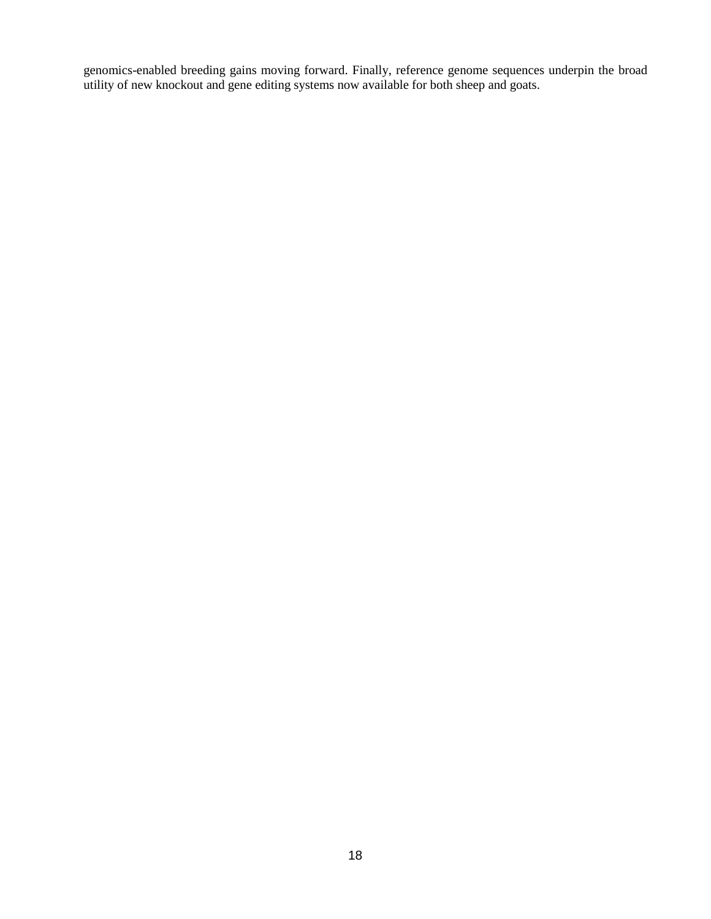genomics-enabled breeding gains moving forward. Finally, reference genome sequences underpin the broad utility of new knockout and gene editing systems now available for both sheep and goats.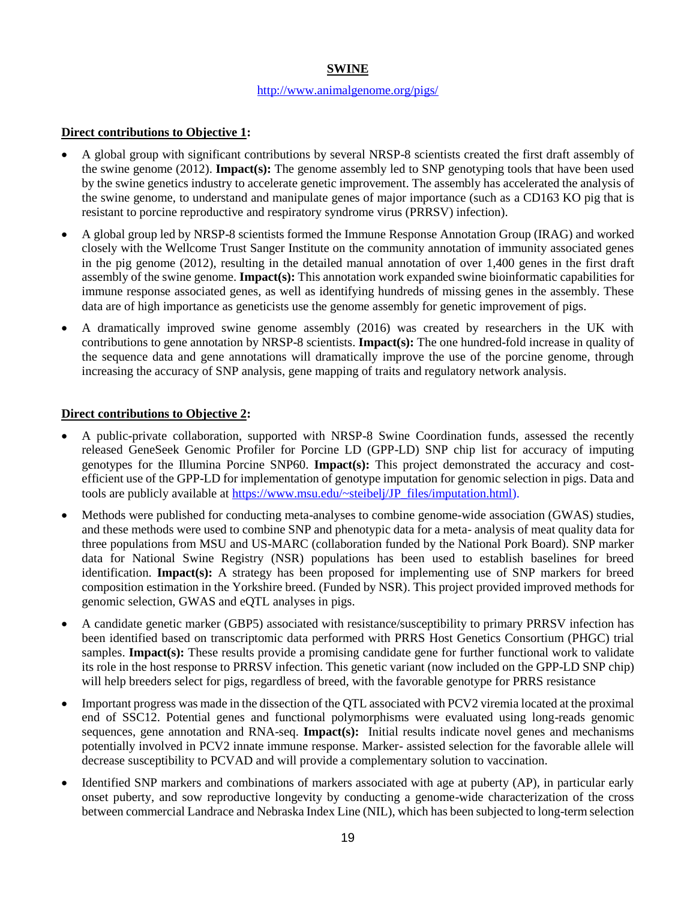## SWINE

http://www.animalgenome.org/pigs/

**Direct contributions to Objective 1:**

- A global group with significant contributions by several NRSP-8 scientists created the first draft assembly of the swine genome (2012). **Impact(s):** The genome assembly led to SNP genotyping tools that have been used by the swine genetics industry to accelerate genetic improvement. The assembly has accelerated the analysis of the swine genome, to understand and manipulate genes of major importance (such as a CD163 KO pig that is resistant to porcine reproductive and respiratory syndrome virus (PRRSV) infection).
- A global group led by NRSP-8 scientists formed the Immune Response Annotation Group (IRAG) and worked closely with the Wellcome Trust Sanger Institute on the community annotation of immunity associated genes in the pig genome (2012), resulting in the detailed manual annotation of over 1,400 genes in the first draft assembly of the swine genome. **Impact(s):** This annotation work expanded swine bioinformatic capabilities for immune response associated genes, as well as identifying hundreds of missing genes in the assembly. These data are of high importance as geneticists use the genome assembly for genetic improvement of pigs.
- A dramatically improved swine genome assembly (2016) was created by researchers in the UK with contributions to gene annotation by NRSP-8 scientists. **Impact(s):** The one hundred-fold increase in quality of the sequence data and gene annotations will dramatically improve the use of the porcine genome, through increasing the accuracy of SNP analysis, gene mapping of traits and regulatory network analysis.

**Direct contributions to Objective 2:**

- A public-private collaboration, supported with NRSP-8 Swine Coordination funds, assessed the recently released GeneSeek Genomic Profiler for Porcine LD (GPP-LD) SNP chip list for accuracy of imputing genotypes for the Illumina Porcine SNP60. **Impact(s):** This project demonstrated the accuracy and cost-efficient use of the GPP-LD for implementation of genotype imputation for genomic selection in pigs. Data and tools are publicly available at https://www.msu.edu/~steibelj/JP_files/imputation.html).
- Methods were published for conducting meta-analyses to combine genome-wide association (GWAS) studies, and these methods were used to combine SNP and phenotypic data for a meta- analysis of meat quality data for three populations from MSU and US-MARC (collaboration funded by the National Pork Board). SNP marker data for National Swine Registry (NSR) populations has been used to establish baselines for breed identification. **Impact(s):** A strategy has been proposed for implementing use of SNP markers for breed composition estimation in the Yorkshire breed. (Funded by NSR). This project provided improved methods for genomic selection, GWAS and eQTL analyses in pigs.
- A candidate genetic marker (GBP5) associated with resistance/susceptibility to primary PRRSV infection has been identified based on transcriptomic data performed with PRRS Host Genetics Consortium (PHGC) trial samples. **Impact(s):** These results provide a promising candidate gene for further functional work to validate its role in the host response to PRRSV infection. This genetic variant (now included on the GPP-LD SNP chip) will help breeders select for pigs, regardless of breed, with the favorable genotype for PRRS resistance
- Important progress was made in the dissection of the QTL associated with PCV2 viremia located at the proximal end of SSC12. Potential genes and functional polymorphisms were evaluated using long-reads genomic sequences, gene annotation and RNA-seq. **Impact(s):** Initial results indicate novel genes and mechanisms potentially involved in PCV2 innate immune response. Marker- assisted selection for the favorable allele will decrease susceptibility to PCVAD and will provide a complementary solution to vaccination.
- Identified SNP markers and combinations of markers associated with age at puberty (AP), in particular early onset puberty, and sow reproductive longevity by conducting a genome-wide characterization of the cross between commercial Landrace and Nebraska Index Line (NIL), which has been subjected to long-term selection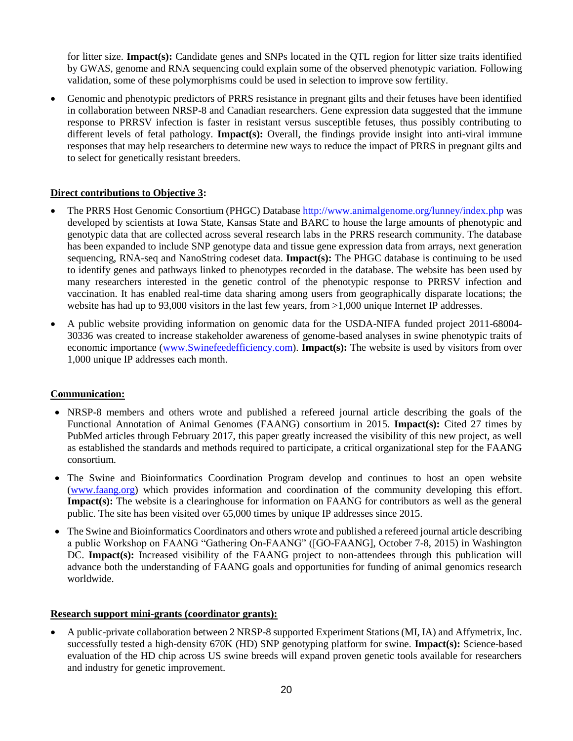for litter size. **Impact(s):** Candidate genes and SNPs located in the QTL region for litter size traits identified by GWAS, genome and RNA sequencing could explain some of the observed phenotypic variation. Following validation, some of these polymorphisms could be used in selection to improve sow fertility.

- Genomic and phenotypic predictors of PRRS resistance in pregnant gilts and their fetuses have been identified in collaboration between NRSP-8 and Canadian researchers. Gene expression data suggested that the immune response to PRRSV infection is faster in resistant versus susceptible fetuses, thus possibly contributing to different levels of fetal pathology. **Impact(s):** Overall, the findings provide insight into anti-viral immune responses that may help researchers to determine new ways to reduce the impact of PRRS in pregnant gilts and to select for genetically resistant breeders.

**Direct contributions to Objective 3:**

- The PRRS Host Genomic Consortium (PHGC) Database http://www.animalgenome.org/lunney/index.php was developed by scientists at Iowa State, Kansas State and BARC to house the large amounts of phenotypic and genotypic data that are collected across several research labs in the PRRS research community. The database has been expanded to include SNP genotype data and tissue gene expression data from arrays, next generation sequencing, RNA-seq and NanoString codeset data. **Impact(s):** The PHGC database is continuing to be used to identify genes and pathways linked to phenotypes recorded in the database. The website has been used by many researchers interested in the genetic control of the phenotypic response to PRRSV infection and vaccination. It has enabled real-time data sharing among users from geographically disparate locations; the website has had up to 93,000 visitors in the last few years, from >1,000 unique Internet IP addresses.
- A public website providing information on genomic data for the USDA-NIFA funded project 2011-68004-30336 was created to increase stakeholder awareness of genome-based analyses in swine phenotypic traits of economic importance (www.Swinefeedefficiency.com). **Impact(s):** The website is used by visitors from over 1,000 unique IP addresses each month.

**Communication:**

- NRSP-8 members and others wrote and published a refereed journal article describing the goals of the Functional Annotation of Animal Genomes (FAANG) consortium in 2015. **Impact(s):** Cited 27 times by PubMed articles through February 2017, this paper greatly increased the visibility of this new project, as well as established the standards and methods required to participate, a critical organizational step for the FAANG consortium.
- The Swine and Bioinformatics Coordination Program develop and continues to host an open website (www.faang.org) which provides information and coordination of the community developing this effort. **Impact(s):** The website is a clearinghouse for information on FAANG for contributors as well as the general public. The site has been visited over 65,000 times by unique IP addresses since 2015.
- The Swine and Bioinformatics Coordinators and others wrote and published a refereed journal article describing a public Workshop on FAANG "Gathering On-FAANG" ([GO-FAANG], October 7-8, 2015) in Washington DC. **Impact(s):** Increased visibility of the FAANG project to non-attendees through this publication will advance both the understanding of FAANG goals and opportunities for funding of animal genomics research worldwide.

**Research support mini-grants (coordinator grants):**

- A public-private collaboration between 2 NRSP-8 supported Experiment Stations (MI, IA) and Affymetrix, Inc. successfully tested a high-density 670K (HD) SNP genotyping platform for swine. **Impact(s):** Science-based evaluation of the HD chip across US swine breeds will expand proven genetic tools available for researchers and industry for genetic improvement.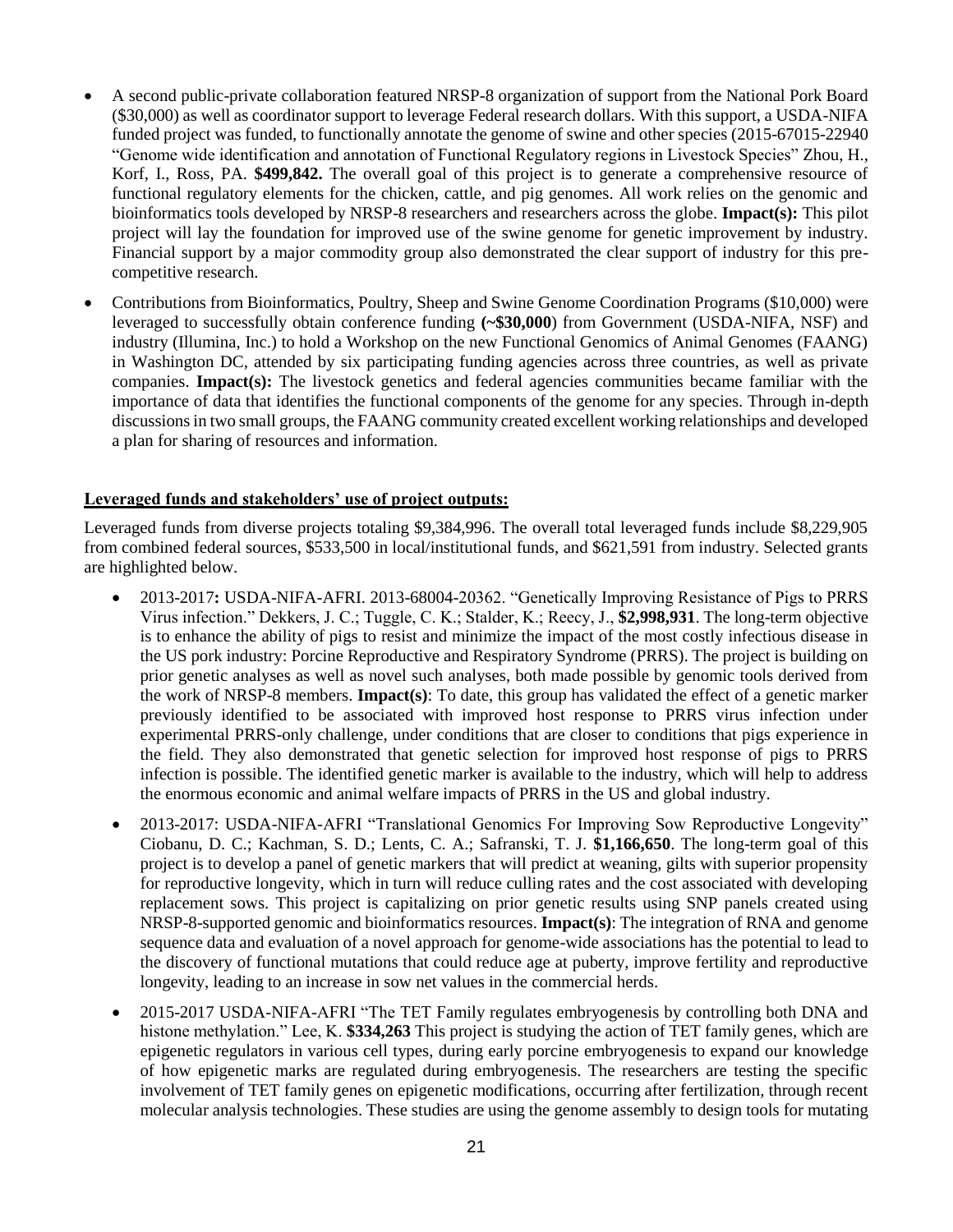- A second public-private collaboration featured NRSP-8 organization of support from the National Pork Board ($30,000) as well as coordinator support to leverage Federal research dollars. With this support, a USDA-NIFA funded project was funded, to functionally annotate the genome of swine and other species (2015-67015-22940 "Genome wide identification and annotation of Functional Regulatory regions in Livestock Species" Zhou, H., Korf, I., Ross, PA. **$499,842.** The overall goal of this project is to generate a comprehensive resource of functional regulatory elements for the chicken, cattle, and pig genomes. All work relies on the genomic and bioinformatics tools developed by NRSP-8 researchers and researchers across the globe. **Impact(s):** This pilot project will lay the foundation for improved use of the swine genome for genetic improvement by industry. Financial support by a major commodity group also demonstrated the clear support of industry for this pre-competitive research.
- Contributions from Bioinformatics, Poultry, Sheep and Swine Genome Coordination Programs ($10,000) were leveraged to successfully obtain conference funding **(~$30,000**) from Government (USDA-NIFA, NSF) and industry (Illumina, Inc.) to hold a Workshop on the new Functional Genomics of Animal Genomes (FAANG) in Washington DC, attended by six participating funding agencies across three countries, as well as private companies. **Impact(s):** The livestock genetics and federal agencies communities became familiar with the importance of data that identifies the functional components of the genome for any species. Through in-depth discussions in two small groups, the FAANG community created excellent working relationships and developed a plan for sharing of resources and information.

**Leveraged funds and stakeholders' use of project outputs:**

Leveraged funds from diverse projects totaling $9,384,996. The overall total leveraged funds include $8,229,905 from combined federal sources, $533,500 in local/institutional funds, and $621,591 from industry. Selected grants are highlighted below.

- 2013-2017**:** USDA-NIFA-AFRI. 2013-68004-20362. "Genetically Improving Resistance of Pigs to PRRS Virus infection." Dekkers, J. C.; Tuggle, C. K.; Stalder, K.; Reecy, J., **$2,998,931**. The long-term objective is to enhance the ability of pigs to resist and minimize the impact of the most costly infectious disease in the US pork industry: Porcine Reproductive and Respiratory Syndrome (PRRS). The project is building on prior genetic analyses as well as novel such analyses, both made possible by genomic tools derived from the work of NRSP-8 members. **Impact(s)**: To date, this group has validated the effect of a genetic marker previously identified to be associated with improved host response to PRRS virus infection under experimental PRRS-only challenge, under conditions that are closer to conditions that pigs experience in the field. They also demonstrated that genetic selection for improved host response of pigs to PRRS infection is possible. The identified genetic marker is available to the industry, which will help to address the enormous economic and animal welfare impacts of PRRS in the US and global industry.
- 2013-2017: USDA-NIFA-AFRI "Translational Genomics For Improving Sow Reproductive Longevity" Ciobanu, D. C.; Kachman, S. D.; Lents, C. A.; Safranski, T. J. **$1,166,650**. The long-term goal of this project is to develop a panel of genetic markers that will predict at weaning, gilts with superior propensity for reproductive longevity, which in turn will reduce culling rates and the cost associated with developing replacement sows. This project is capitalizing on prior genetic results using SNP panels created using NRSP-8-supported genomic and bioinformatics resources. **Impact(s)**: The integration of RNA and genome sequence data and evaluation of a novel approach for genome-wide associations has the potential to lead to the discovery of functional mutations that could reduce age at puberty, improve fertility and reproductive longevity, leading to an increase in sow net values in the commercial herds.
- 2015-2017 USDA-NIFA-AFRI "The TET Family regulates embryogenesis by controlling both DNA and histone methylation." Lee, K. **$334,263** This project is studying the action of TET family genes, which are epigenetic regulators in various cell types, during early porcine embryogenesis to expand our knowledge of how epigenetic marks are regulated during embryogenesis. The researchers are testing the specific involvement of TET family genes on epigenetic modifications, occurring after fertilization, through recent molecular analysis technologies. These studies are using the genome assembly to design tools for mutating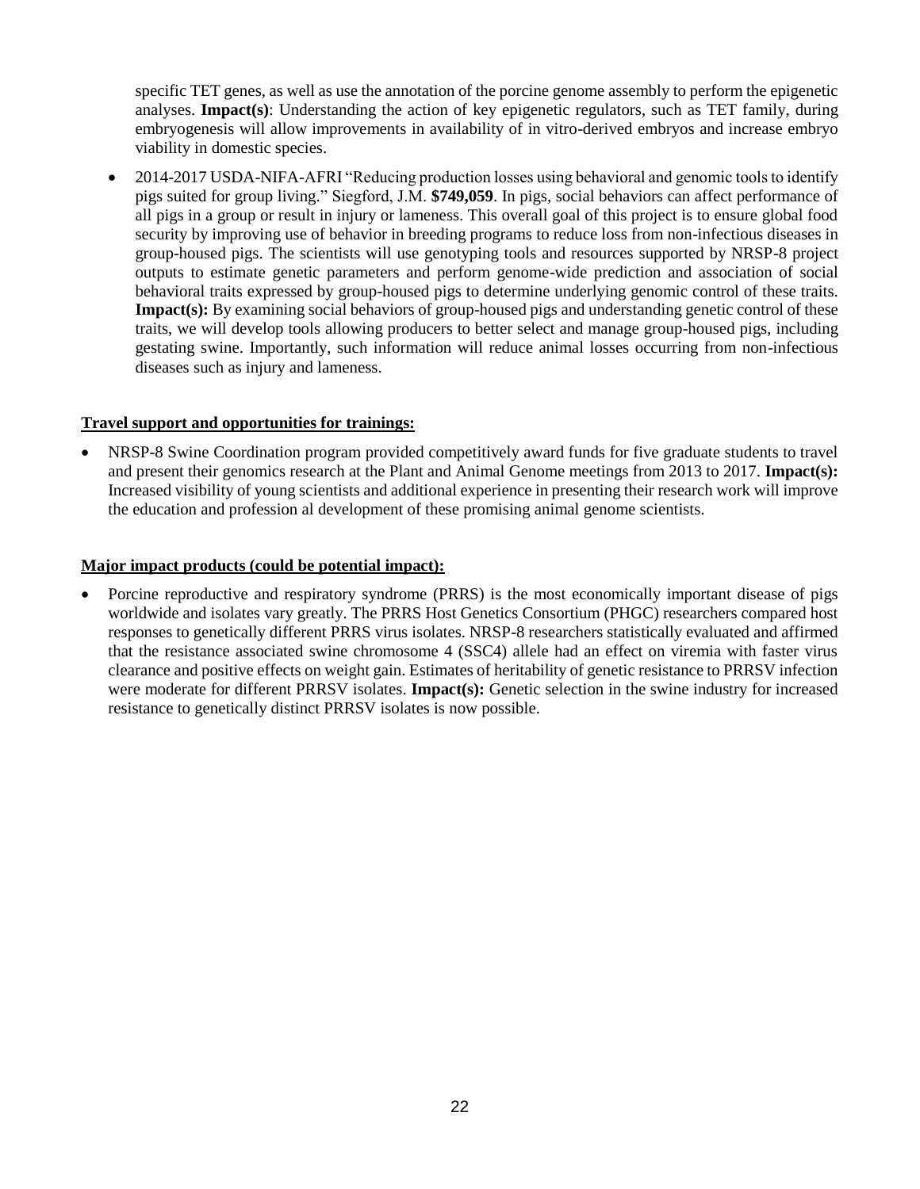specific TET genes, as well as use the annotation of the porcine genome assembly to perform the epigenetic analyses. **Impact(s)**: Understanding the action of key epigenetic regulators, such as TET family, during embryogenesis will allow improvements in availability of in vitro-derived embryos and increase embryo viability in domestic species.

- 2014-2017 USDA-NIFA-AFRI "Reducing production losses using behavioral and genomic tools to identify pigs suited for group living." Siegford, J.M. **$749,059**. In pigs, social behaviors can affect performance of all pigs in a group or result in injury or lameness. This overall goal of this project is to ensure global food security by improving use of behavior in breeding programs to reduce loss from non-infectious diseases in group-housed pigs. The scientists will use genotyping tools and resources supported by NRSP-8 project outputs to estimate genetic parameters and perform genome-wide prediction and association of social behavioral traits expressed by group-housed pigs to determine underlying genomic control of these traits. **Impact(s):** By examining social behaviors of group-housed pigs and understanding genetic control of these traits, we will develop tools allowing producers to better select and manage group-housed pigs, including gestating swine. Importantly, such information will reduce animal losses occurring from non-infectious diseases such as injury and lameness.

**Travel support and opportunities for trainings:**

- NRSP-8 Swine Coordination program provided competitively award funds for five graduate students to travel and present their genomics research at the Plant and Animal Genome meetings from 2013 to 2017. **Impact(s):** Increased visibility of young scientists and additional experience in presenting their research work will improve the education and profession al development of these promising animal genome scientists.

**Major impact products (could be potential impact):**

- Porcine reproductive and respiratory syndrome (PRRS) is the most economically important disease of pigs worldwide and isolates vary greatly. The PRRS Host Genetics Consortium (PHGC) researchers compared host responses to genetically different PRRS virus isolates. NRSP-8 researchers statistically evaluated and affirmed that the resistance associated swine chromosome 4 (SSC4) allele had an effect on viremia with faster virus clearance and positive effects on weight gain. Estimates of heritability of genetic resistance to PRRSV infection were moderate for different PRRSV isolates. **Impact(s):** Genetic selection in the swine industry for increased resistance to genetically distinct PRRSV isolates is now possible.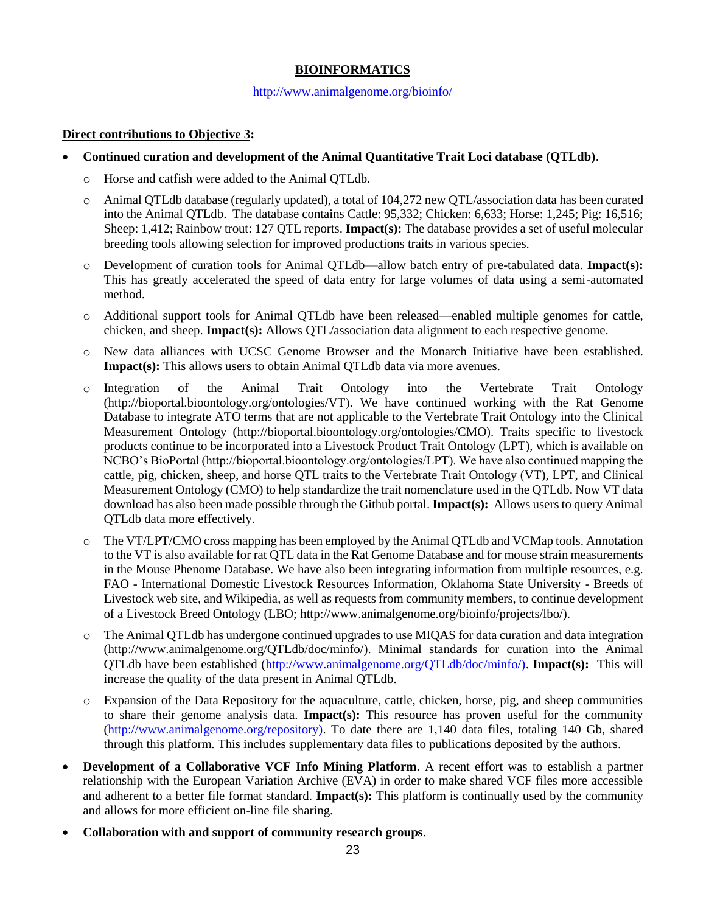# BIOINFORMATICS

http://www.animalgenome.org/bioinfo/

**Direct contributions to Objective 3:**

- **Continued curation and development of the Animal Quantitative Trait Loci database (QTLdb)**.
    - Horse and catfish were added to the Animal QTLdb.
    - Animal QTLdb database (regularly updated), a total of 104,272 new QTL/association data has been curated into the Animal QTLdb. The database contains Cattle: 95,332; Chicken: 6,633; Horse: 1,245; Pig: 16,516; Sheep: 1,412; Rainbow trout: 127 QTL reports. **Impact(s):** The database provides a set of useful molecular breeding tools allowing selection for improved productions traits in various species.
    - Development of curation tools for Animal QTLdb—allow batch entry of pre-tabulated data. **Impact(s):** This has greatly accelerated the speed of data entry for large volumes of data using a semi-automated method.
    - Additional support tools for Animal QTLdb have been released—enabled multiple genomes for cattle, chicken, and sheep. **Impact(s):** Allows QTL/association data alignment to each respective genome.
    - New data alliances with UCSC Genome Browser and the Monarch Initiative have been established. **Impact(s):** This allows users to obtain Animal QTLdb data via more avenues.
    - Integration of the Animal Trait Ontology into the Vertebrate Trait Ontology (http://bioportal.bioontology.org/ontologies/VT). We have continued working with the Rat Genome Database to integrate ATO terms that are not applicable to the Vertebrate Trait Ontology into the Clinical Measurement Ontology (http://bioportal.bioontology.org/ontologies/CMO). Traits specific to livestock products continue to be incorporated into a Livestock Product Trait Ontology (LPT), which is available on NCBO's BioPortal (http://bioportal.bioontology.org/ontologies/LPT). We have also continued mapping the cattle, pig, chicken, sheep, and horse QTL traits to the Vertebrate Trait Ontology (VT), LPT, and Clinical Measurement Ontology (CMO) to help standardize the trait nomenclature used in the QTLdb. Now VT data download has also been made possible through the Github portal. **Impact(s):** Allows users to query Animal QTLdb data more effectively.
    - The VT/LPT/CMO cross mapping has been employed by the Animal QTLdb and VCMap tools. Annotation to the VT is also available for rat QTL data in the Rat Genome Database and for mouse strain measurements in the Mouse Phenome Database. We have also been integrating information from multiple resources, e.g. FAO - International Domestic Livestock Resources Information, Oklahoma State University - Breeds of Livestock web site, and Wikipedia, as well as requests from community members, to continue development of a Livestock Breed Ontology (LBO; http://www.animalgenome.org/bioinfo/projects/lbo/).
    - The Animal QTLdb has undergone continued upgrades to use MIQAS for data curation and data integration (http://www.animalgenome.org/QTLdb/doc/minfo/). Minimal standards for curation into the Animal QTLdb have been established (http://www.animalgenome.org/QTLdb/doc/minfo/). **Impact(s):** This will increase the quality of the data present in Animal QTLdb.
    - Expansion of the Data Repository for the aquaculture, cattle, chicken, horse, pig, and sheep communities to share their genome analysis data. **Impact(s):** This resource has proven useful for the community (http://www.animalgenome.org/repository). To date there are 1,140 data files, totaling 140 Gb, shared through this platform. This includes supplementary data files to publications deposited by the authors.
- **Development of a Collaborative VCF Info Mining Platform**. A recent effort was to establish a partner relationship with the European Variation Archive (EVA) in order to make shared VCF files more accessible and adherent to a better file format standard. **Impact(s):** This platform is continually used by the community and allows for more efficient on-line file sharing.
- **Collaboration with and support of community research groups**.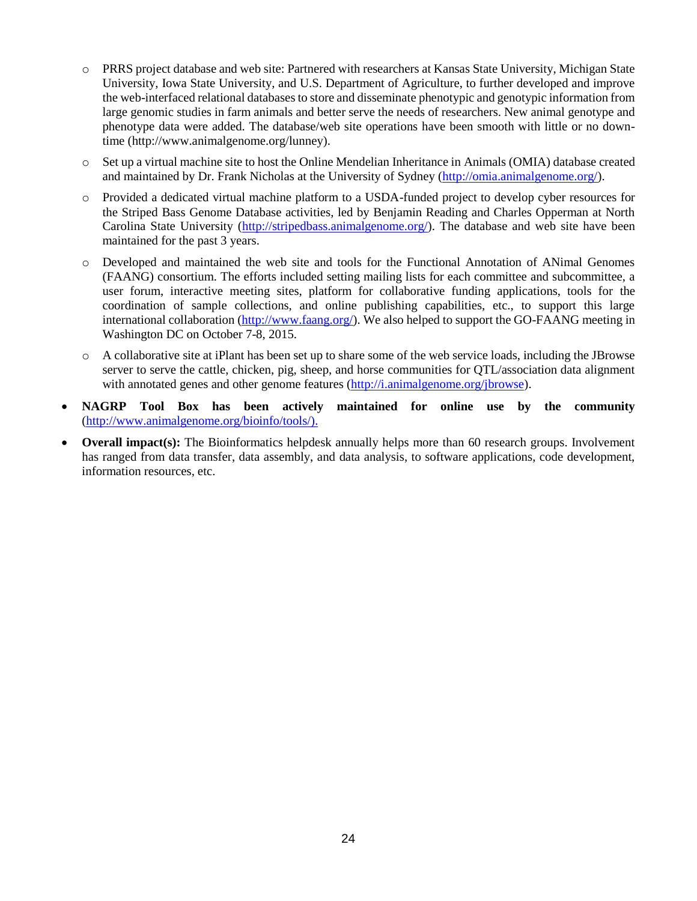- PRRS project database and web site: Partnered with researchers at Kansas State University, Michigan State University, Iowa State University, and U.S. Department of Agriculture, to further developed and improve the web-interfaced relational databases to store and disseminate phenotypic and genotypic information from large genomic studies in farm animals and better serve the needs of researchers. New animal genotype and phenotype data were added. The database/web site operations have been smooth with little or no down-time (http://www.animalgenome.org/lunney).
  - Set up a virtual machine site to host the Online Mendelian Inheritance in Animals (OMIA) database created and maintained by Dr. Frank Nicholas at the University of Sydney (http://omia.animalgenome.org/).
  - Provided a dedicated virtual machine platform to a USDA-funded project to develop cyber resources for the Striped Bass Genome Database activities, led by Benjamin Reading and Charles Opperman at North Carolina State University (http://stripedbass.animalgenome.org/). The database and web site have been maintained for the past 3 years.
  - Developed and maintained the web site and tools for the Functional Annotation of ANimal Genomes (FAANG) consortium. The efforts included setting mailing lists for each committee and subcommittee, a user forum, interactive meeting sites, platform for collaborative funding applications, tools for the coordination of sample collections, and online publishing capabilities, etc., to support this large international collaboration (http://www.faang.org/). We also helped to support the GO-FAANG meeting in Washington DC on October 7-8, 2015.
  - A collaborative site at iPlant has been set up to share some of the web service loads, including the JBrowse server to serve the cattle, chicken, pig, sheep, and horse communities for QTL/association data alignment with annotated genes and other genome features (http://i.animalgenome.org/jbrowse).
- **NAGRP Tool Box has been actively maintained for online use by the community** (http://www.animalgenome.org/bioinfo/tools/).
- **Overall impact(s):** The Bioinformatics helpdesk annually helps more than 60 research groups. Involvement has ranged from data transfer, data assembly, and data analysis, to software applications, code development, information resources, etc.